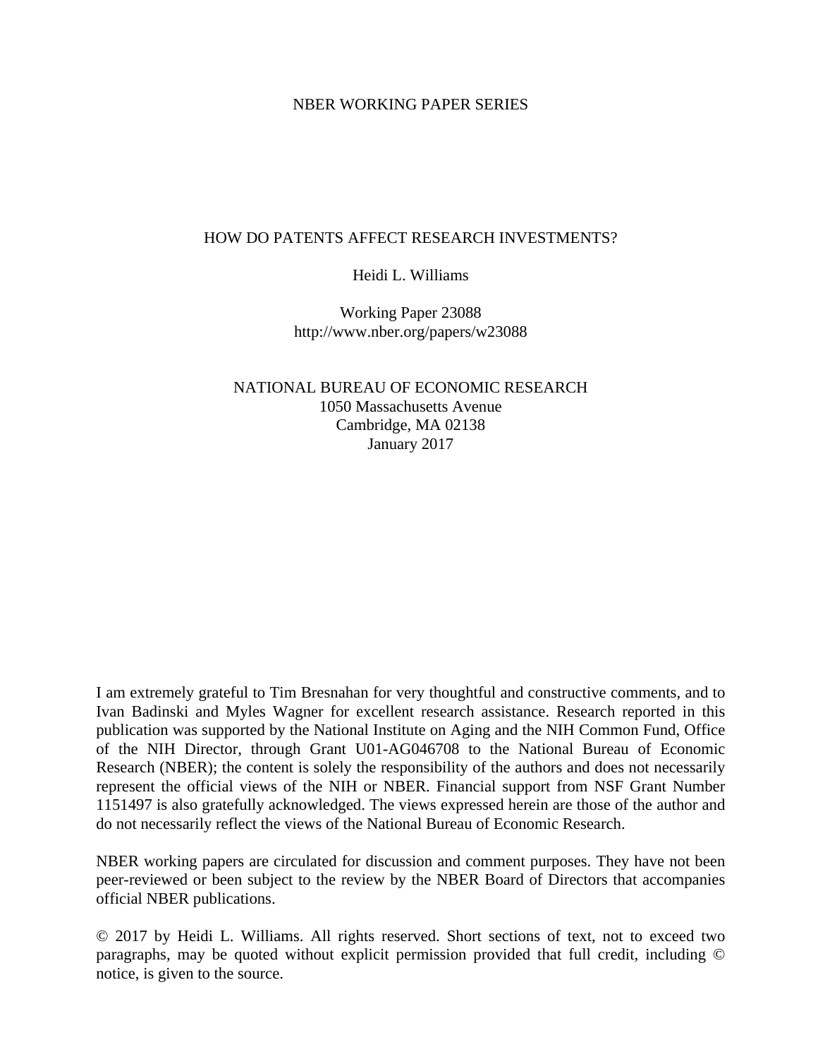NBER WORKING PAPER SERIES

# HOW DO PATENTS AFFECT RESEARCH INVESTMENTS?

Heidi L. Williams

Working Paper 23088
http://www.nber.org/papers/w23088

NATIONAL BUREAU OF ECONOMIC RESEARCH
1050 Massachusetts Avenue
Cambridge, MA 02138
January 2017

I am extremely grateful to Tim Bresnahan for very thoughtful and constructive comments, and to Ivan Badinski and Myles Wagner for excellent research assistance. Research reported in this publication was supported by the National Institute on Aging and the NIH Common Fund, Office of the NIH Director, through Grant U01-AG046708 to the National Bureau of Economic Research (NBER); the content is solely the responsibility of the authors and does not necessarily represent the official views of the NIH or NBER. Financial support from NSF Grant Number 1151497 is also gratefully acknowledged. The views expressed herein are those of the author and do not necessarily reflect the views of the National Bureau of Economic Research.

NBER working papers are circulated for discussion and comment purposes. They have not been peer-reviewed or been subject to the review by the NBER Board of Directors that accompanies official NBER publications.

© 2017 by Heidi L. Williams. All rights reserved. Short sections of text, not to exceed two paragraphs, may be quoted without explicit permission provided that full credit, including © notice, is given to the source.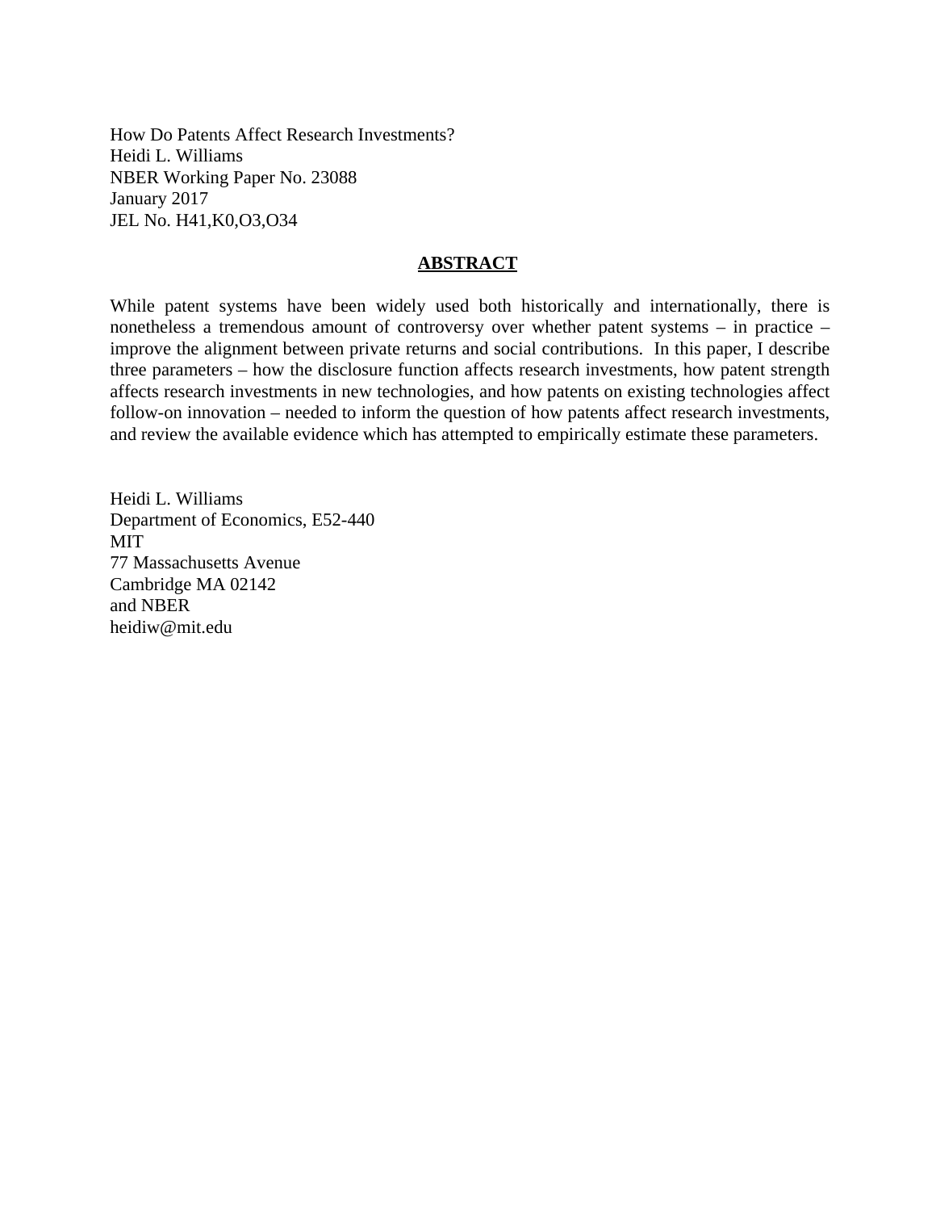How Do Patents Affect Research Investments?
Heidi L. Williams
NBER Working Paper No. 23088
January 2017
JEL No. H41,K0,O3,O34

## ABSTRACT

While patent systems have been widely used both historically and internationally, there is nonetheless a tremendous amount of controversy over whether patent systems – in practice – improve the alignment between private returns and social contributions. In this paper, I describe three parameters – how the disclosure function affects research investments, how patent strength affects research investments in new technologies, and how patents on existing technologies affect follow-on innovation – needed to inform the question of how patents affect research investments, and review the available evidence which has attempted to empirically estimate these parameters.

Heidi L. Williams
Department of Economics, E52-440
MIT
77 Massachusetts Avenue
Cambridge MA 02142
and NBER
heidiw@mit.edu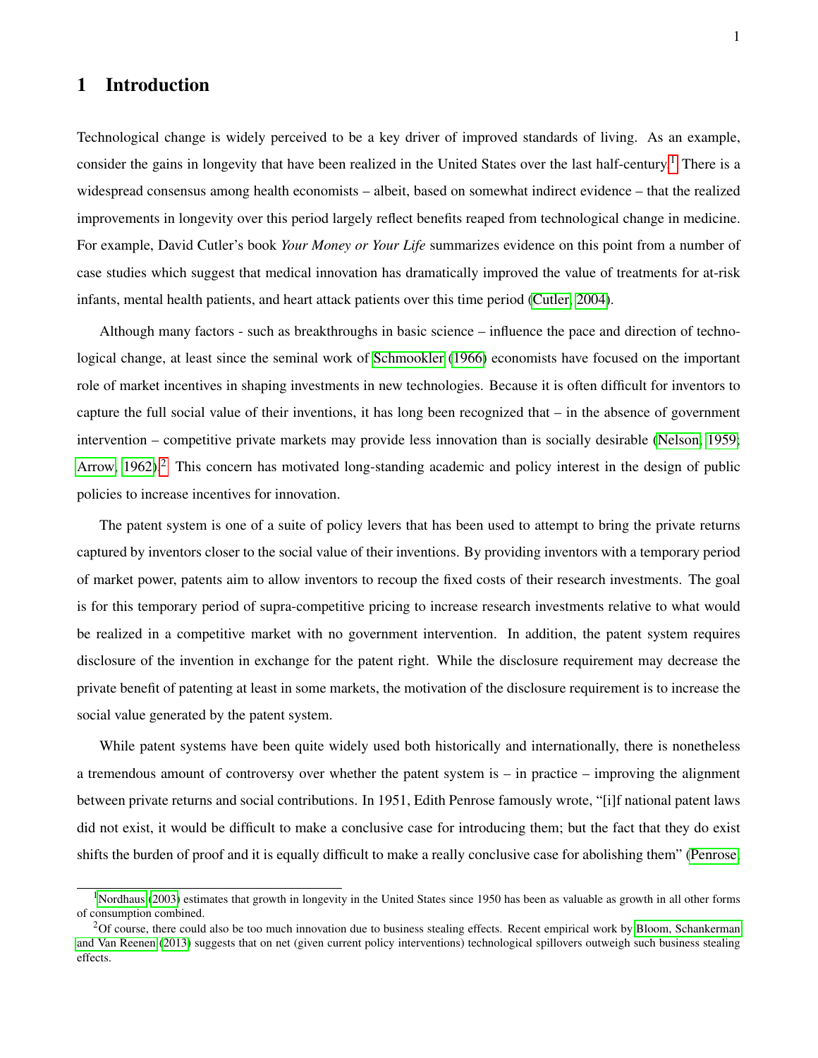# 1 Introduction

Technological change is widely perceived to be a key driver of improved standards of living. As an example, consider the gains in longevity that have been realized in the United States over the last half-century.[1] There is a widespread consensus among health economists – albeit, based on somewhat indirect evidence – that the realized improvements in longevity over this period largely reflect benefits reaped from technological change in medicine. For example, David Cutler's book *Your Money or Your Life* summarizes evidence on this point from a number of case studies which suggest that medical innovation has dramatically improved the value of treatments for at-risk infants, mental health patients, and heart attack patients over this time period (Cutler, 2004).

Although many factors - such as breakthroughs in basic science – influence the pace and direction of technological change, at least since the seminal work of Schmookler (1966) economists have focused on the important role of market incentives in shaping investments in new technologies. Because it is often difficult for inventors to capture the full social value of their inventions, it has long been recognized that – in the absence of government intervention – competitive private markets may provide less innovation than is socially desirable (Nelson, 1959; Arrow, 1962).[2] This concern has motivated long-standing academic and policy interest in the design of public policies to increase incentives for innovation.

The patent system is one of a suite of policy levers that has been used to attempt to bring the private returns captured by inventors closer to the social value of their inventions. By providing inventors with a temporary period of market power, patents aim to allow inventors to recoup the fixed costs of their research investments. The goal is for this temporary period of supra-competitive pricing to increase research investments relative to what would be realized in a competitive market with no government intervention. In addition, the patent system requires disclosure of the invention in exchange for the patent right. While the disclosure requirement may decrease the private benefit of patenting at least in some markets, the motivation of the disclosure requirement is to increase the social value generated by the patent system.

While patent systems have been quite widely used both historically and internationally, there is nonetheless a tremendous amount of controversy over whether the patent system is – in practice – improving the alignment between private returns and social contributions. In 1951, Edith Penrose famously wrote, "[i]f national patent laws did not exist, it would be difficult to make a conclusive case for introducing them; but the fact that they do exist shifts the burden of proof and it is equally difficult to make a really conclusive case for abolishing them" (Penrose,

[1] Nordhaus (2003) estimates that growth in longevity in the United States since 1950 has been as valuable as growth in all other forms of consumption combined.

[2] Of course, there could also be too much innovation due to business stealing effects. Recent empirical work by Bloom, Schankerman and Van Reenen (2013) suggests that on net (given current policy interventions) technological spillovers outweigh such business stealing effects.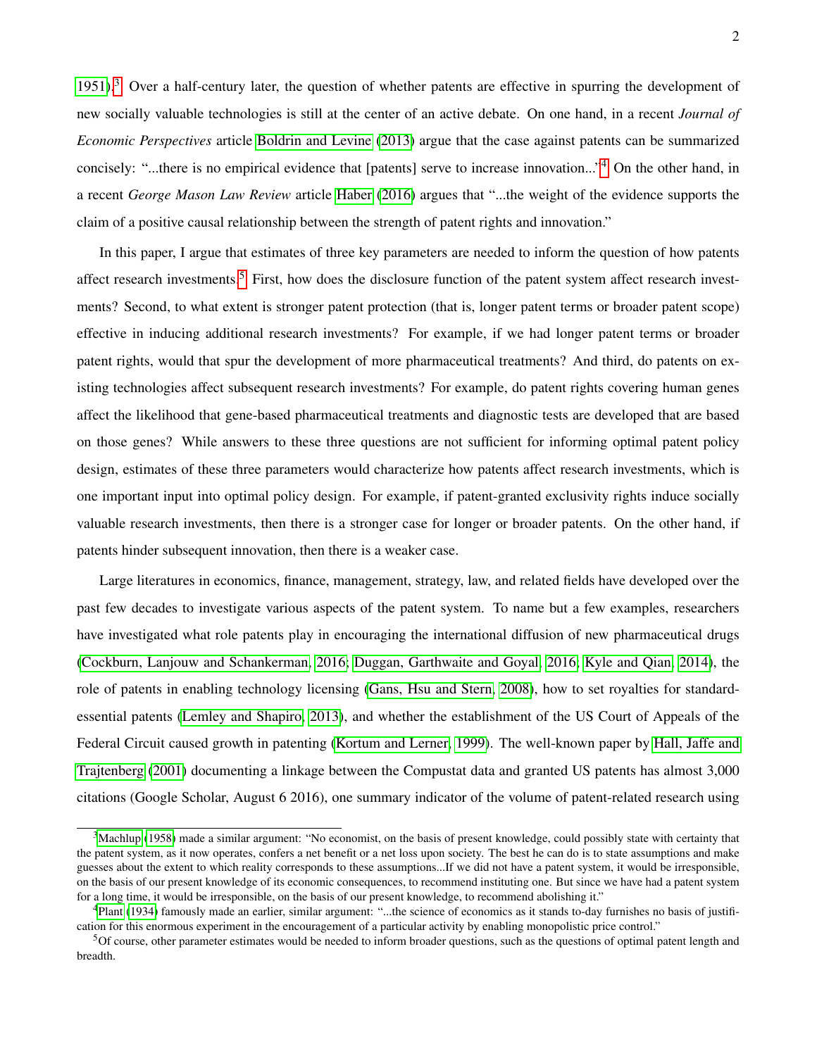1951).[3] Over a half-century later, the question of whether patents are effective in spurring the development of new socially valuable technologies is still at the center of an active debate. On one hand, in a recent *Journal of Economic Perspectives* article Boldrin and Levine (2013) argue that the case against patents can be summarized concisely: "...there is no empirical evidence that [patents] serve to increase innovation..."[4] On the other hand, in a recent *George Mason Law Review* article Haber (2016) argues that "...the weight of the evidence supports the claim of a positive causal relationship between the strength of patent rights and innovation."

In this paper, I argue that estimates of three key parameters are needed to inform the question of how patents affect research investments.[5] First, how does the disclosure function of the patent system affect research investments? Second, to what extent is stronger patent protection (that is, longer patent terms or broader patent scope) effective in inducing additional research investments? For example, if we had longer patent terms or broader patent rights, would that spur the development of more pharmaceutical treatments? And third, do patents on existing technologies affect subsequent research investments? For example, do patent rights covering human genes affect the likelihood that gene-based pharmaceutical treatments and diagnostic tests are developed that are based on those genes? While answers to these three questions are not sufficient for informing optimal patent policy design, estimates of these three parameters would characterize how patents affect research investments, which is one important input into optimal policy design. For example, if patent-granted exclusivity rights induce socially valuable research investments, then there is a stronger case for longer or broader patents. On the other hand, if patents hinder subsequent innovation, then there is a weaker case.

Large literatures in economics, finance, management, strategy, law, and related fields have developed over the past few decades to investigate various aspects of the patent system. To name but a few examples, researchers have investigated what role patents play in encouraging the international diffusion of new pharmaceutical drugs (Cockburn, Lanjouw and Schankerman, 2016; Duggan, Garthwaite and Goyal, 2016; Kyle and Qian, 2014), the role of patents in enabling technology licensing (Gans, Hsu and Stern, 2008), how to set royalties for standard-essential patents (Lemley and Shapiro, 2013), and whether the establishment of the US Court of Appeals of the Federal Circuit caused growth in patenting (Kortum and Lerner, 1999). The well-known paper by Hall, Jaffe and Trajtenberg (2001) documenting a linkage between the Compustat data and granted US patents has almost 3,000 citations (Google Scholar, August 6 2016), one summary indicator of the volume of patent-related research using

---

[3] Machlup (1958) made a similar argument: "No economist, on the basis of present knowledge, could possibly state with certainty that the patent system, as it now operates, confers a net benefit or a net loss upon society. The best he can do is to state assumptions and make guesses about the extent to which reality corresponds to these assumptions...If we did not have a patent system, it would be irresponsible, on the basis of our present knowledge of its economic consequences, to recommend instituting one. But since we have had a patent system for a long time, it would be irresponsible, on the basis of our present knowledge, to recommend abolishing it."

[4] Plant (1934) famously made an earlier, similar argument: "...the science of economics as it stands to-day furnishes no basis of justification for this enormous experiment in the encouragement of a particular activity by enabling monopolistic price control."

[5] Of course, other parameter estimates would be needed to inform broader questions, such as the questions of optimal patent length and breadth.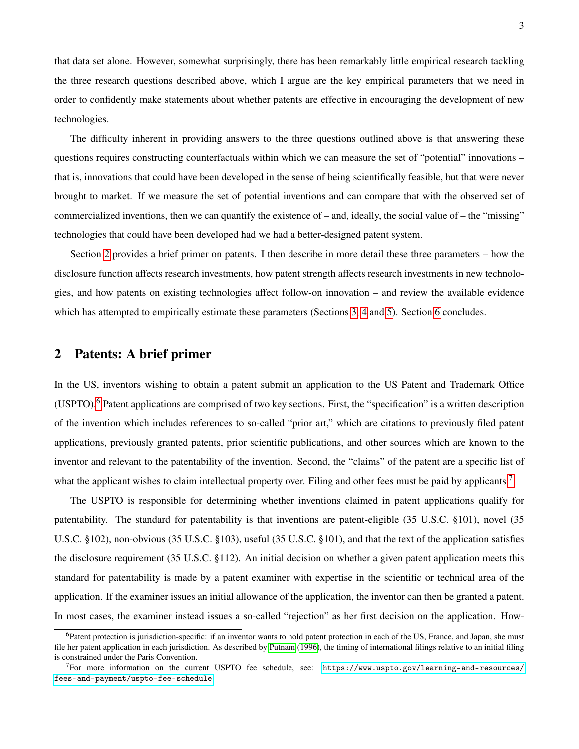that data set alone. However, somewhat surprisingly, there has been remarkably little empirical research tackling the three research questions described above, which I argue are the key empirical parameters that we need in order to confidently make statements about whether patents are effective in encouraging the development of new technologies.

The difficulty inherent in providing answers to the three questions outlined above is that answering these questions requires constructing counterfactuals within which we can measure the set of "potential" innovations – that is, innovations that could have been developed in the sense of being scientifically feasible, but that were never brought to market. If we measure the set of potential inventions and can compare that with the observed set of commercialized inventions, then we can quantify the existence of – and, ideally, the social value of – the "missing" technologies that could have been developed had we had a better-designed patent system.

Section 2 provides a brief primer on patents. I then describe in more detail these three parameters – how the disclosure function affects research investments, how patent strength affects research investments in new technologies, and how patents on existing technologies affect follow-on innovation – and review the available evidence which has attempted to empirically estimate these parameters (Sections 3, 4 and 5). Section 6 concludes.

## 2 Patents: A brief primer

In the US, inventors wishing to obtain a patent submit an application to the US Patent and Trademark Office (USPTO).[6] Patent applications are comprised of two key sections. First, the "specification" is a written description of the invention which includes references to so-called "prior art," which are citations to previously filed patent applications, previously granted patents, prior scientific publications, and other sources which are known to the inventor and relevant to the patentability of the invention. Second, the "claims" of the patent are a specific list of what the applicant wishes to claim intellectual property over. Filing and other fees must be paid by applicants.[7]

The USPTO is responsible for determining whether inventions claimed in patent applications qualify for patentability. The standard for patentability is that inventions are patent-eligible (35 U.S.C. §101), novel (35 U.S.C. §102), non-obvious (35 U.S.C. §103), useful (35 U.S.C. §101), and that the text of the application satisfies the disclosure requirement (35 U.S.C. §112). An initial decision on whether a given patent application meets this standard for patentability is made by a patent examiner with expertise in the scientific or technical area of the application. If the examiner issues an initial allowance of the application, the inventor can then be granted a patent. In most cases, the examiner instead issues a so-called "rejection" as her first decision on the application. How-

[6] Patent protection is jurisdiction-specific: if an inventor wants to hold patent protection in each of the US, France, and Japan, she must file her patent application in each jurisdiction. As described by Putnam (1996), the timing of international filings relative to an initial filing is constrained under the Paris Convention.

[7] For more information on the current USPTO fee schedule, see: https://www.uspto.gov/learning-and-resources/fees-and-payment/uspto-fee-schedule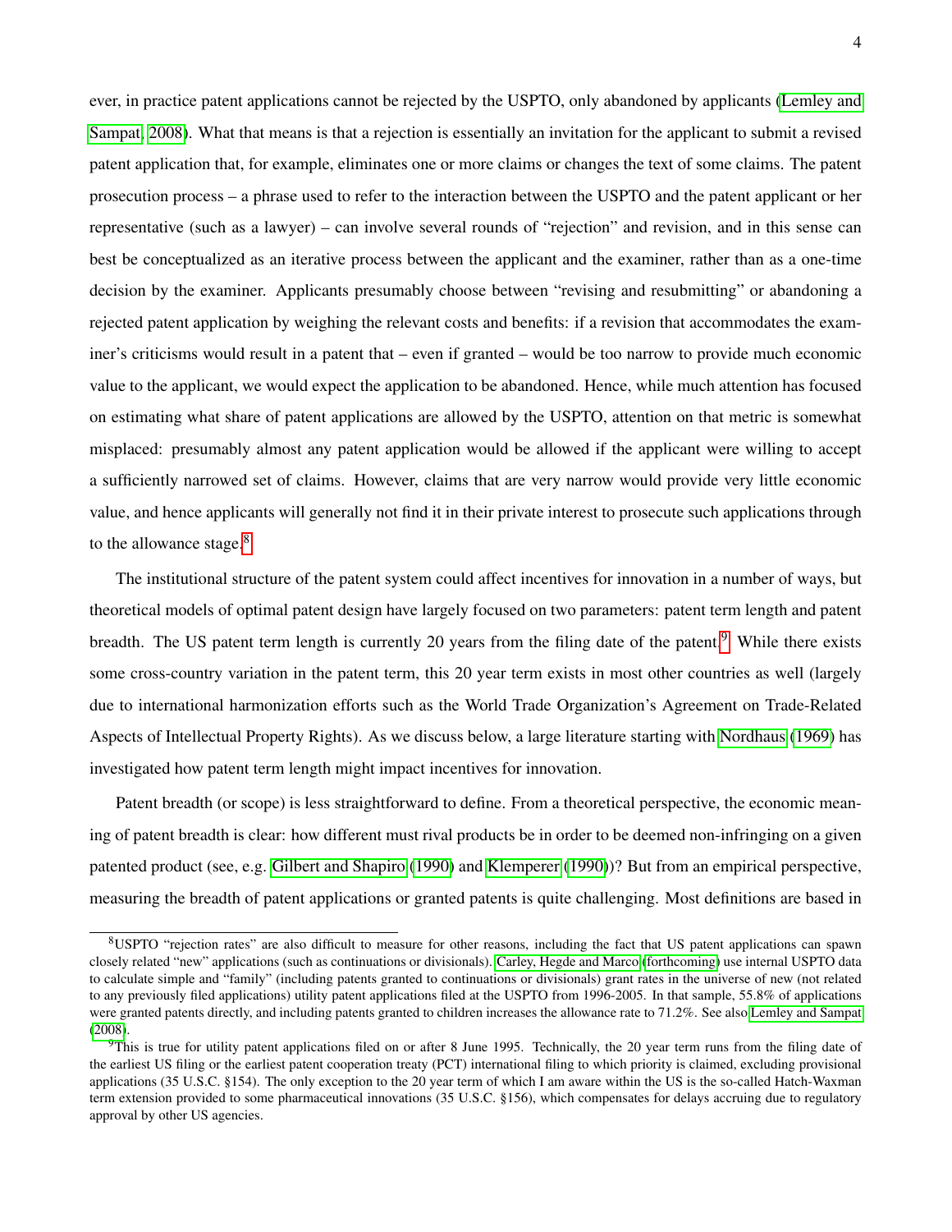ever, in practice patent applications cannot be rejected by the USPTO, only abandoned by applicants (Lemley and Sampat, 2008). What that means is that a rejection is essentially an invitation for the applicant to submit a revised patent application that, for example, eliminates one or more claims or changes the text of some claims. The patent prosecution process – a phrase used to refer to the interaction between the USPTO and the patent applicant or her representative (such as a lawyer) – can involve several rounds of "rejection" and revision, and in this sense can best be conceptualized as an iterative process between the applicant and the examiner, rather than as a one-time decision by the examiner. Applicants presumably choose between "revising and resubmitting" or abandoning a rejected patent application by weighing the relevant costs and benefits: if a revision that accommodates the examiner's criticisms would result in a patent that – even if granted – would be too narrow to provide much economic value to the applicant, we would expect the application to be abandoned. Hence, while much attention has focused on estimating what share of patent applications are allowed by the USPTO, attention on that metric is somewhat misplaced: presumably almost any patent application would be allowed if the applicant were willing to accept a sufficiently narrowed set of claims. However, claims that are very narrow would provide very little economic value, and hence applicants will generally not find it in their private interest to prosecute such applications through to the allowance stage.[8]

The institutional structure of the patent system could affect incentives for innovation in a number of ways, but theoretical models of optimal patent design have largely focused on two parameters: patent term length and patent breadth. The US patent term length is currently 20 years from the filing date of the patent.[9] While there exists some cross-country variation in the patent term, this 20 year term exists in most other countries as well (largely due to international harmonization efforts such as the World Trade Organization's Agreement on Trade-Related Aspects of Intellectual Property Rights). As we discuss below, a large literature starting with Nordhaus (1969) has investigated how patent term length might impact incentives for innovation.

Patent breadth (or scope) is less straightforward to define. From a theoretical perspective, the economic meaning of patent breadth is clear: how different must rival products be in order to be deemed non-infringing on a given patented product (see, e.g. Gilbert and Shapiro (1990) and Klemperer (1990))? But from an empirical perspective, measuring the breadth of patent applications or granted patents is quite challenging. Most definitions are based in

[8] USPTO "rejection rates" are also difficult to measure for other reasons, including the fact that US patent applications can spawn closely related "new" applications (such as continuations or divisionals). Carley, Hegde and Marco (forthcoming) use internal USPTO data to calculate simple and "family" (including patents granted to continuations or divisionals) grant rates in the universe of new (not related to any previously filed applications) utility patent applications filed at the USPTO from 1996-2005. In that sample, 55.8% of applications were granted patents directly, and including patents granted to children increases the allowance rate to 71.2%. See also Lemley and Sampat (2008).

[9] This is true for utility patent applications filed on or after 8 June 1995. Technically, the 20 year term runs from the filing date of the earliest US filing or the earliest patent cooperation treaty (PCT) international filing to which priority is claimed, excluding provisional applications (35 U.S.C. §154). The only exception to the 20 year term of which I am aware within the US is the so-called Hatch-Waxman term extension provided to some pharmaceutical innovations (35 U.S.C. §156), which compensates for delays accruing due to regulatory approval by other US agencies.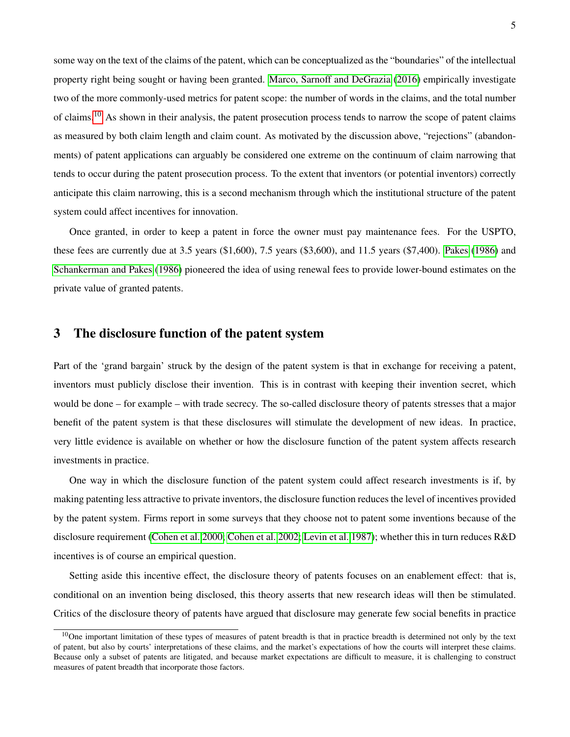some way on the text of the claims of the patent, which can be conceptualized as the "boundaries" of the intellectual property right being sought or having been granted. Marco, Sarnoff and DeGrazia (2016) empirically investigate two of the more commonly-used metrics for patent scope: the number of words in the claims, and the total number of claims.[10] As shown in their analysis, the patent prosecution process tends to narrow the scope of patent claims as measured by both claim length and claim count. As motivated by the discussion above, "rejections" (abandonments) of patent applications can arguably be considered one extreme on the continuum of claim narrowing that tends to occur during the patent prosecution process. To the extent that inventors (or potential inventors) correctly anticipate this claim narrowing, this is a second mechanism through which the institutional structure of the patent system could affect incentives for innovation.

Once granted, in order to keep a patent in force the owner must pay maintenance fees. For the USPTO, these fees are currently due at 3.5 years ($1,600), 7.5 years ($3,600), and 11.5 years ($7,400). Pakes (1986) and Schankerman and Pakes (1986) pioneered the idea of using renewal fees to provide lower-bound estimates on the private value of granted patents.

## 3 The disclosure function of the patent system

Part of the 'grand bargain' struck by the design of the patent system is that in exchange for receiving a patent, inventors must publicly disclose their invention. This is in contrast with keeping their invention secret, which would be done – for example – with trade secrecy. The so-called disclosure theory of patents stresses that a major benefit of the patent system is that these disclosures will stimulate the development of new ideas. In practice, very little evidence is available on whether or how the disclosure function of the patent system affects research investments in practice.

One way in which the disclosure function of the patent system could affect research investments is if, by making patenting less attractive to private inventors, the disclosure function reduces the level of incentives provided by the patent system. Firms report in some surveys that they choose not to patent some inventions because of the disclosure requirement (Cohen et al. 2000; Cohen et al. 2002; Levin et al. 1987); whether this in turn reduces R&D incentives is of course an empirical question.

Setting aside this incentive effect, the disclosure theory of patents focuses on an enablement effect: that is, conditional on an invention being disclosed, this theory asserts that new research ideas will then be stimulated. Critics of the disclosure theory of patents have argued that disclosure may generate few social benefits in practice

[10] One important limitation of these types of measures of patent breadth is that in practice breadth is determined not only by the text of patent, but also by courts' interpretations of these claims, and the market's expectations of how the courts will interpret these claims. Because only a subset of patents are litigated, and because market expectations are difficult to measure, it is challenging to construct measures of patent breadth that incorporate those factors.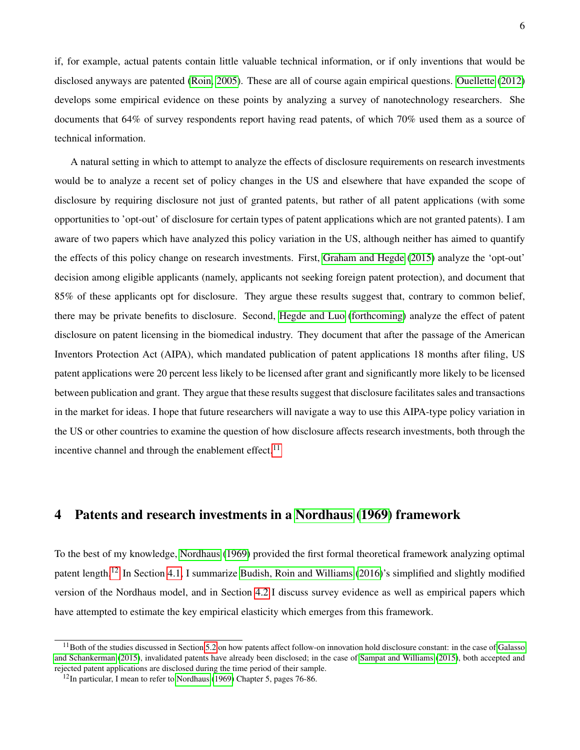if, for example, actual patents contain little valuable technical information, or if only inventions that would be disclosed anyways are patented (Roin, 2005). These are all of course again empirical questions. Ouellette (2012) develops some empirical evidence on these points by analyzing a survey of nanotechnology researchers. She documents that 64% of survey respondents report having read patents, of which 70% used them as a source of technical information.

A natural setting in which to attempt to analyze the effects of disclosure requirements on research investments would be to analyze a recent set of policy changes in the US and elsewhere that have expanded the scope of disclosure by requiring disclosure not just of granted patents, but rather of all patent applications (with some opportunities to 'opt-out' of disclosure for certain types of patent applications which are not granted patents). I am aware of two papers which have analyzed this policy variation in the US, although neither has aimed to quantify the effects of this policy change on research investments. First, Graham and Hegde (2015) analyze the 'opt-out' decision among eligible applicants (namely, applicants not seeking foreign patent protection), and document that 85% of these applicants opt for disclosure. They argue these results suggest that, contrary to common belief, there may be private benefits to disclosure. Second, Hegde and Luo (forthcoming) analyze the effect of patent disclosure on patent licensing in the biomedical industry. They document that after the passage of the American Inventors Protection Act (AIPA), which mandated publication of patent applications 18 months after filing, US patent applications were 20 percent less likely to be licensed after grant and significantly more likely to be licensed between publication and grant. They argue that these results suggest that disclosure facilitates sales and transactions in the market for ideas. I hope that future researchers will navigate a way to use this AIPA-type policy variation in the US or other countries to examine the question of how disclosure affects research investments, both through the incentive channel and through the enablement effect.[11]

## 4 Patents and research investments in a Nordhaus (1969) framework

To the best of my knowledge, Nordhaus (1969) provided the first formal theoretical framework analyzing optimal patent length.[12] In Section 4.1, I summarize Budish, Roin and Williams (2016)'s simplified and slightly modified version of the Nordhaus model, and in Section 4.2 I discuss survey evidence as well as empirical papers which have attempted to estimate the key empirical elasticity which emerges from this framework.

[11] Both of the studies discussed in Section 5.2 on how patents affect follow-on innovation hold disclosure constant: in the case of Galasso and Schankerman (2015), invalidated patents have already been disclosed; in the case of Sampat and Williams (2015), both accepted and rejected patent applications are disclosed during the time period of their sample.

[12] In particular, I mean to refer to Nordhaus (1969) Chapter 5, pages 76-86.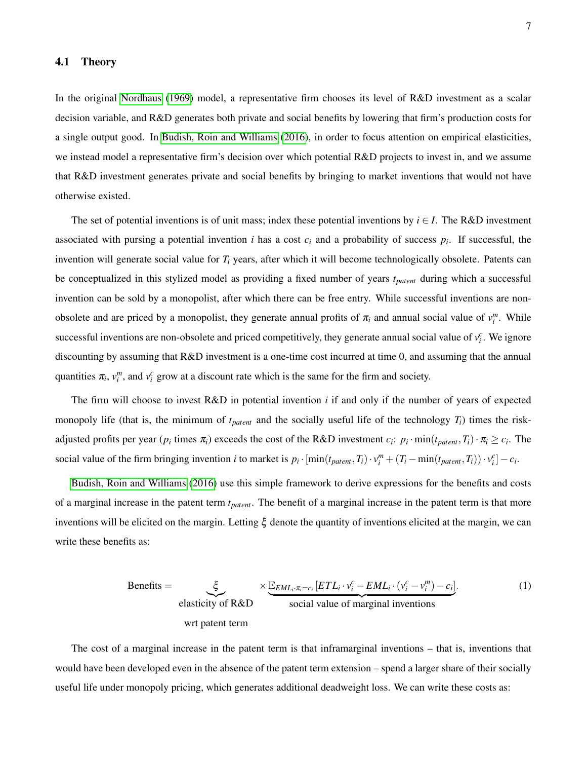### 4.1 Theory

In the original Nordhaus (1969) model, a representative firm chooses its level of R&D investment as a scalar decision variable, and R&D generates both private and social benefits by lowering that firm's production costs for a single output good. In Budish, Roin and Williams (2016), in order to focus attention on empirical elasticities, we instead model a representative firm's decision over which potential R&D projects to invest in, and we assume that R&D investment generates private and social benefits by bringing to market inventions that would not have otherwise existed.

The set of potential inventions is of unit mass; index these potential inventions by $i \in I$. The R&D investment associated with pursing a potential invention $i$ has a cost $c_i$ and a probability of success $p_i$. If successful, the invention will generate social value for $T_i$ years, after which it will become technologically obsolete. Patents can be conceptualized in this stylized model as providing a fixed number of years $t_{patent}$ during which a successful invention can be sold by a monopolist, after which there can be free entry. While successful inventions are non-obsolete and are priced by a monopolist, they generate annual profits of $\pi_i$ and annual social value of $v_i^m$. While successful inventions are non-obsolete and priced competitively, they generate annual social value of $v_i^c$. We ignore discounting by assuming that R&D investment is a one-time cost incurred at time 0, and assuming that the annual quantities $\pi_i$, $v_i^m$, and $v_i^c$ grow at a discount rate which is the same for the firm and society.

The firm will choose to invest R&D in potential invention $i$ if and only if the number of years of expected monopoly life (that is, the minimum of $t_{patent}$ and the socially useful life of the technology $T_i$) times the risk-adjusted profits per year ($p_i$ times $\pi_i$) exceeds the cost of the R&D investment $c_i$: $p_i \cdot \min(t_{patent}, T_i) \cdot \pi_i \geq c_i$. The social value of the firm bringing invention $i$ to market is $p_i \cdot [\min(t_{patent}, T_i) \cdot v_i^m + (T_i - \min(t_{patent}, T_i)) \cdot v_i^c] - c_i$.

Budish, Roin and Williams (2016) use this simple framework to derive expressions for the benefits and costs of a marginal increase in the patent term $t_{patent}$. The benefit of a marginal increase in the patent term is that more inventions will be elicited on the margin. Letting $\xi$ denote the quantity of inventions elicited at the margin, we can write these benefits as:

$$\text{Benefits} = \underbrace{\xi}_{\substack{\text{elasticity of R\&D} \\ \text{wrt patent term}}} \times \underbrace{\mathbb{E}_{EML_i \cdot \pi_i = c_i}[ETL_i \cdot v_i^c - EML_i \cdot (v_i^c - v_i^m) - c_i]}_{\text{social value of marginal inventions}}. \tag{1}$$

The cost of a marginal increase in the patent term is that inframarginal inventions – that is, inventions that would have been developed even in the absence of the patent term extension – spend a larger share of their socially useful life under monopoly pricing, which generates additional deadweight loss. We can write these costs as: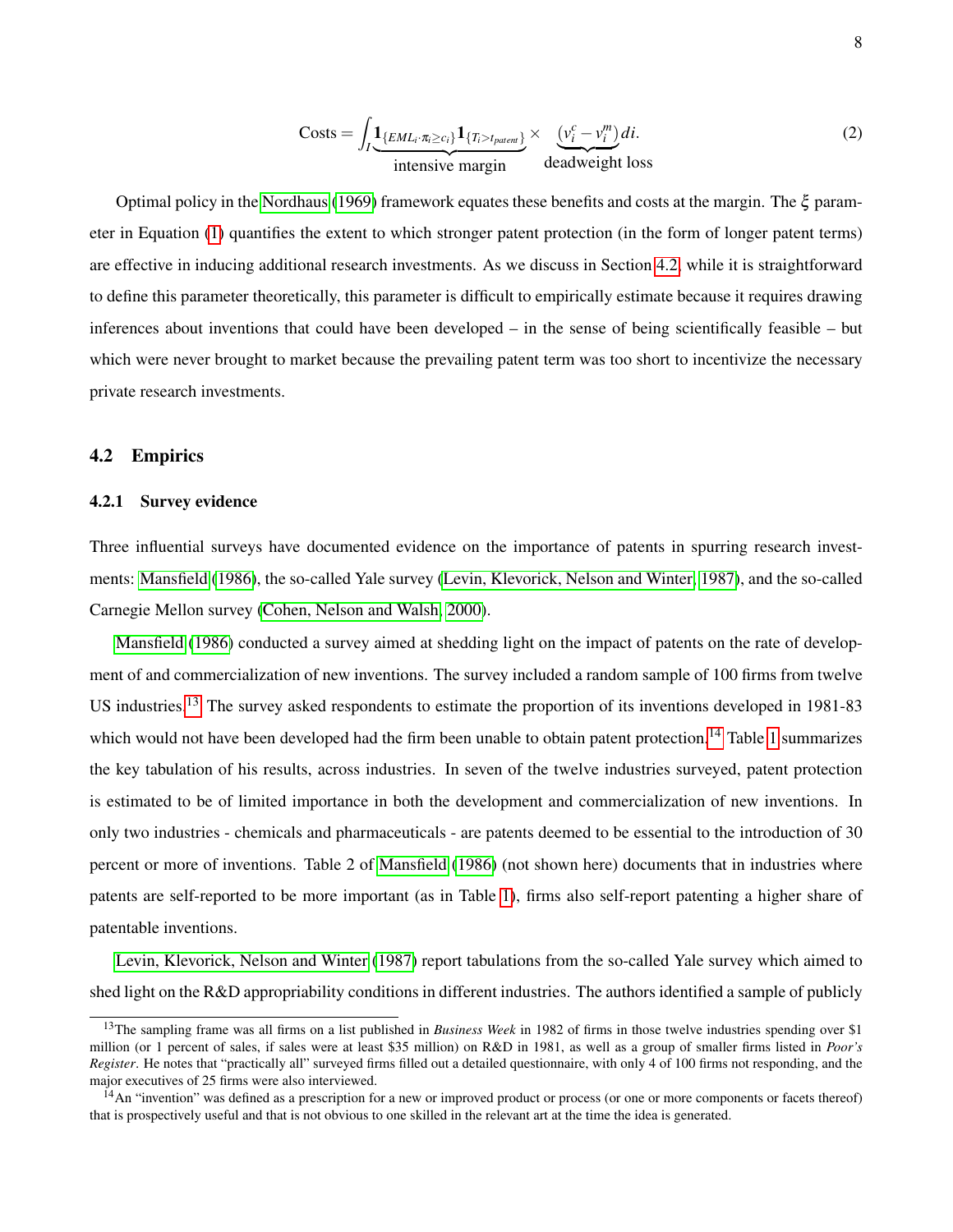$$\text{Costs} = \int_I \underbrace{\mathbf{1}_{\{EML_i \cdot \pi_i \geq c_i\}} \mathbf{1}_{\{T_i > t_{patent}\}}}_{\text{intensive margin}} \times \underbrace{(v_i^c - v_i^m)}_{\text{deadweight loss}} di. \tag{2}$$

Optimal policy in the Nordhaus (1969) framework equates these benefits and costs at the margin. The $\xi$ parameter in Equation (1) quantifies the extent to which stronger patent protection (in the form of longer patent terms) are effective in inducing additional research investments. As we discuss in Section 4.2, while it is straightforward to define this parameter theoretically, this parameter is difficult to empirically estimate because it requires drawing inferences about inventions that could have been developed – in the sense of being scientifically feasible – but which were never brought to market because the prevailing patent term was too short to incentivize the necessary private research investments.

## 4.2 Empirics

### 4.2.1 Survey evidence

Three influential surveys have documented evidence on the importance of patents in spurring research investments: Mansfield (1986), the so-called Yale survey (Levin, Klevorick, Nelson and Winter, 1987), and the so-called Carnegie Mellon survey (Cohen, Nelson and Walsh, 2000).

Mansfield (1986) conducted a survey aimed at shedding light on the impact of patents on the rate of development of and commercialization of new inventions. The survey included a random sample of 100 firms from twelve US industries.[13] The survey asked respondents to estimate the proportion of its inventions developed in 1981-83 which would not have been developed had the firm been unable to obtain patent protection.[14] Table 1 summarizes the key tabulation of his results, across industries. In seven of the twelve industries surveyed, patent protection is estimated to be of limited importance in both the development and commercialization of new inventions. In only two industries - chemicals and pharmaceuticals - are patents deemed to be essential to the introduction of 30 percent or more of inventions. Table 2 of Mansfield (1986) (not shown here) documents that in industries where patents are self-reported to be more important (as in Table 1), firms also self-report patenting a higher share of patentable inventions.

Levin, Klevorick, Nelson and Winter (1987) report tabulations from the so-called Yale survey which aimed to shed light on the R&D appropriability conditions in different industries. The authors identified a sample of publicly

---

[13] The sampling frame was all firms on a list published in *Business Week* in 1982 of firms in those twelve industries spending over \$1 million (or 1 percent of sales, if sales were at least \$35 million) on R&D in 1981, as well as a group of smaller firms listed in *Poor's Register*. He notes that "practically all" surveyed firms filled out a detailed questionnaire, with only 4 of 100 firms not responding, and the major executives of 25 firms were also interviewed.

[14] An "invention" was defined as a prescription for a new or improved product or process (or one or more components or facets thereof) that is prospectively useful and that is not obvious to one skilled in the relevant art at the time the idea is generated.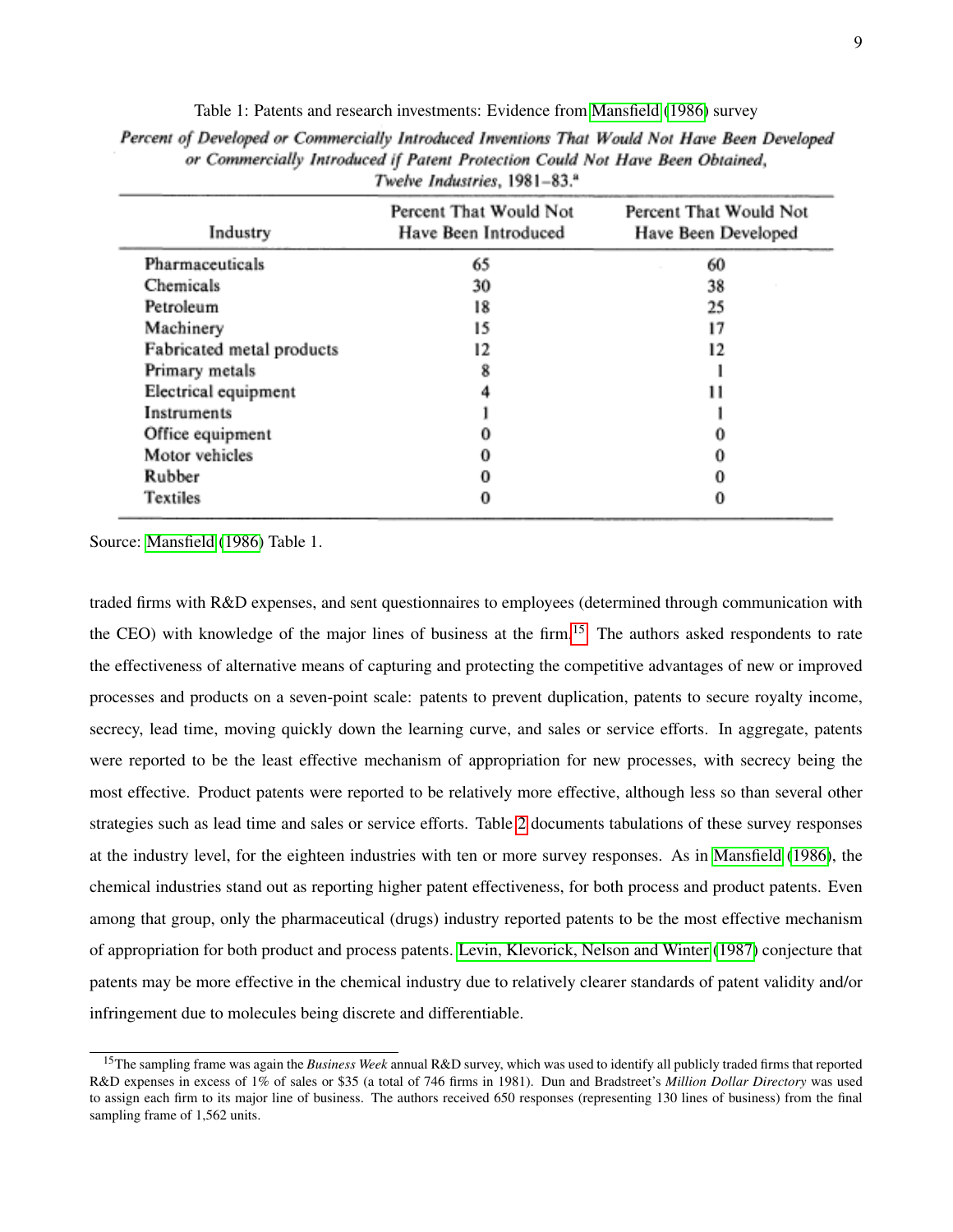Table 1: Patents and research investments: Evidence from Mansfield (1986) survey

*Percent of Developed or Commercially Introduced Inventions That Would Not Have Been Developed or Commercially Introduced if Patent Protection Could Not Have Been Obtained, Twelve Industries, 1981–83.*[a]

| Industry | Percent That Would Not Have Been Introduced | Percent That Would Not Have Been Developed |
|---|---|---|
| Pharmaceuticals | 65 | 60 |
| Chemicals | 30 | 38 |
| Petroleum | 18 | 25 |
| Machinery | 15 | 17 |
| Fabricated metal products | 12 | 12 |
| Primary metals | 8 | 1 |
| Electrical equipment | 4 | 11 |
| Instruments | 1 | 1 |
| Office equipment | 0 | 0 |
| Motor vehicles | 0 | 0 |
| Rubber | 0 | 0 |
| Textiles | 0 | 0 |

Source: Mansfield (1986) Table 1.

traded firms with R&D expenses, and sent questionnaires to employees (determined through communication with the CEO) with knowledge of the major lines of business at the firm.[15] The authors asked respondents to rate the effectiveness of alternative means of capturing and protecting the competitive advantages of new or improved processes and products on a seven-point scale: patents to prevent duplication, patents to secure royalty income, secrecy, lead time, moving quickly down the learning curve, and sales or service efforts. In aggregate, patents were reported to be the least effective mechanism of appropriation for new processes, with secrecy being the most effective. Product patents were reported to be relatively more effective, although less so than several other strategies such as lead time and sales or service efforts. Table 2 documents tabulations of these survey responses at the industry level, for the eighteen industries with ten or more survey responses. As in Mansfield (1986), the chemical industries stand out as reporting higher patent effectiveness, for both process and product patents. Even among that group, only the pharmaceutical (drugs) industry reported patents to be the most effective mechanism of appropriation for both product and process patents. Levin, Klevorick, Nelson and Winter (1987) conjecture that patents may be more effective in the chemical industry due to relatively clearer standards of patent validity and/or infringement due to molecules being discrete and differentiable.

[15] The sampling frame was again the *Business Week* annual R&D survey, which was used to identify all publicly traded firms that reported R&D expenses in excess of 1% of sales or $35 (a total of 746 firms in 1981). Dun and Bradstreet's *Million Dollar Directory* was used to assign each firm to its major line of business. The authors received 650 responses (representing 130 lines of business) from the final sampling frame of 1,562 units.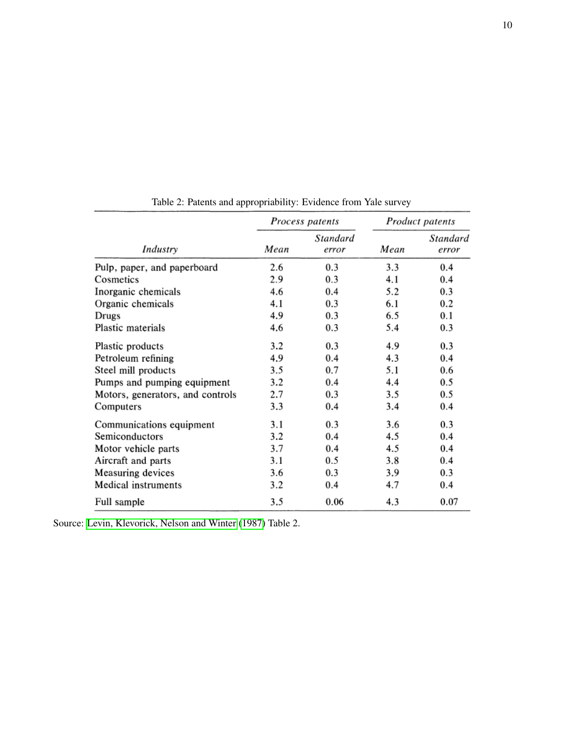Table 2: Patents and appropriability: Evidence from Yale survey

| | *Process patents* | | *Product patents* | |
|---|---|---|---|---|
| *Industry* | *Mean* | *Standard error* | *Mean* | *Standard error* |
| Pulp, paper, and paperboard | 2.6 | 0.3 | 3.3 | 0.4 |
| Cosmetics | 2.9 | 0.3 | 4.1 | 0.4 |
| Inorganic chemicals | 4.6 | 0.4 | 5.2 | 0.3 |
| Organic chemicals | 4.1 | 0.3 | 6.1 | 0.2 |
| Drugs | 4.9 | 0.3 | 6.5 | 0.1 |
| Plastic materials | 4.6 | 0.3 | 5.4 | 0.3 |
| Plastic products | 3.2 | 0.3 | 4.9 | 0.3 |
| Petroleum refining | 4.9 | 0.4 | 4.3 | 0.4 |
| Steel mill products | 3.5 | 0.7 | 5.1 | 0.6 |
| Pumps and pumping equipment | 3.2 | 0.4 | 4.4 | 0.5 |
| Motors, generators, and controls | 2.7 | 0.3 | 3.5 | 0.5 |
| Computers | 3.3 | 0.4 | 3.4 | 0.4 |
| Communications equipment | 3.1 | 0.3 | 3.6 | 0.3 |
| Semiconductors | 3.2 | 0.4 | 4.5 | 0.4 |
| Motor vehicle parts | 3.7 | 0.4 | 4.5 | 0.4 |
| Aircraft and parts | 3.1 | 0.5 | 3.8 | 0.4 |
| Measuring devices | 3.6 | 0.3 | 3.9 | 0.3 |
| Medical instruments | 3.2 | 0.4 | 4.7 | 0.4 |
| Full sample | 3.5 | 0.06 | 4.3 | 0.07 |

Source: Levin, Klevorick, Nelson and Winter (1987) Table 2.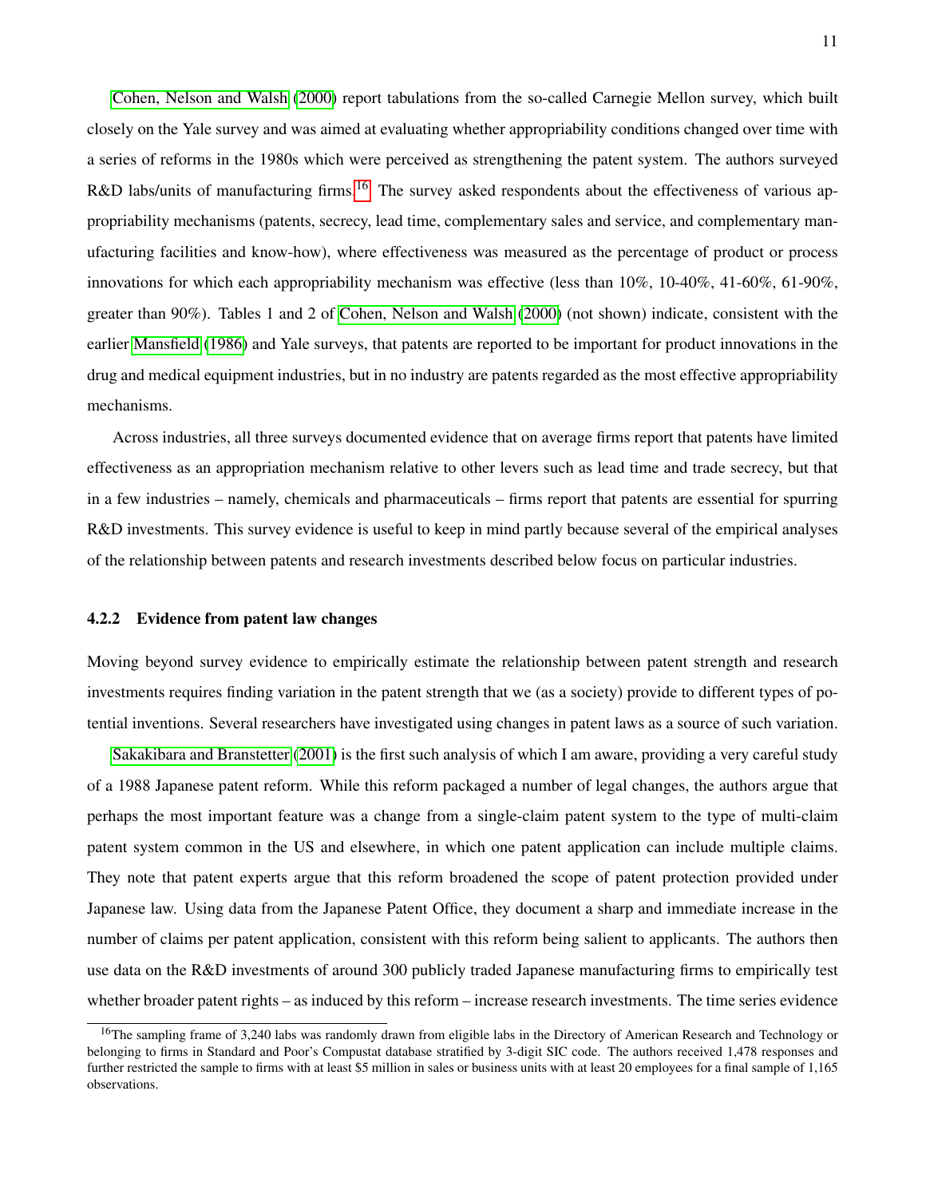Cohen, Nelson and Walsh (2000) report tabulations from the so-called Carnegie Mellon survey, which built closely on the Yale survey and was aimed at evaluating whether appropriability conditions changed over time with a series of reforms in the 1980s which were perceived as strengthening the patent system. The authors surveyed R&D labs/units of manufacturing firms.[16] The survey asked respondents about the effectiveness of various appropriability mechanisms (patents, secrecy, lead time, complementary sales and service, and complementary manufacturing facilities and know-how), where effectiveness was measured as the percentage of product or process innovations for which each appropriability mechanism was effective (less than 10%, 10-40%, 41-60%, 61-90%, greater than 90%). Tables 1 and 2 of Cohen, Nelson and Walsh (2000) (not shown) indicate, consistent with the earlier Mansfield (1986) and Yale surveys, that patents are reported to be important for product innovations in the drug and medical equipment industries, but in no industry are patents regarded as the most effective appropriability mechanisms.

Across industries, all three surveys documented evidence that on average firms report that patents have limited effectiveness as an appropriation mechanism relative to other levers such as lead time and trade secrecy, but that in a few industries – namely, chemicals and pharmaceuticals – firms report that patents are essential for spurring R&D investments. This survey evidence is useful to keep in mind partly because several of the empirical analyses of the relationship between patents and research investments described below focus on particular industries.

#### 4.2.2 Evidence from patent law changes

Moving beyond survey evidence to empirically estimate the relationship between patent strength and research investments requires finding variation in the patent strength that we (as a society) provide to different types of potential inventions. Several researchers have investigated using changes in patent laws as a source of such variation.

Sakakibara and Branstetter (2001) is the first such analysis of which I am aware, providing a very careful study of a 1988 Japanese patent reform. While this reform packaged a number of legal changes, the authors argue that perhaps the most important feature was a change from a single-claim patent system to the type of multi-claim patent system common in the US and elsewhere, in which one patent application can include multiple claims. They note that patent experts argue that this reform broadened the scope of patent protection provided under Japanese law. Using data from the Japanese Patent Office, they document a sharp and immediate increase in the number of claims per patent application, consistent with this reform being salient to applicants. The authors then use data on the R&D investments of around 300 publicly traded Japanese manufacturing firms to empirically test whether broader patent rights – as induced by this reform – increase research investments. The time series evidence

[16] The sampling frame of 3,240 labs was randomly drawn from eligible labs in the Directory of American Research and Technology or belonging to firms in Standard and Poor's Compustat database stratified by 3-digit SIC code. The authors received 1,478 responses and further restricted the sample to firms with at least $5 million in sales or business units with at least 20 employees for a final sample of 1,165 observations.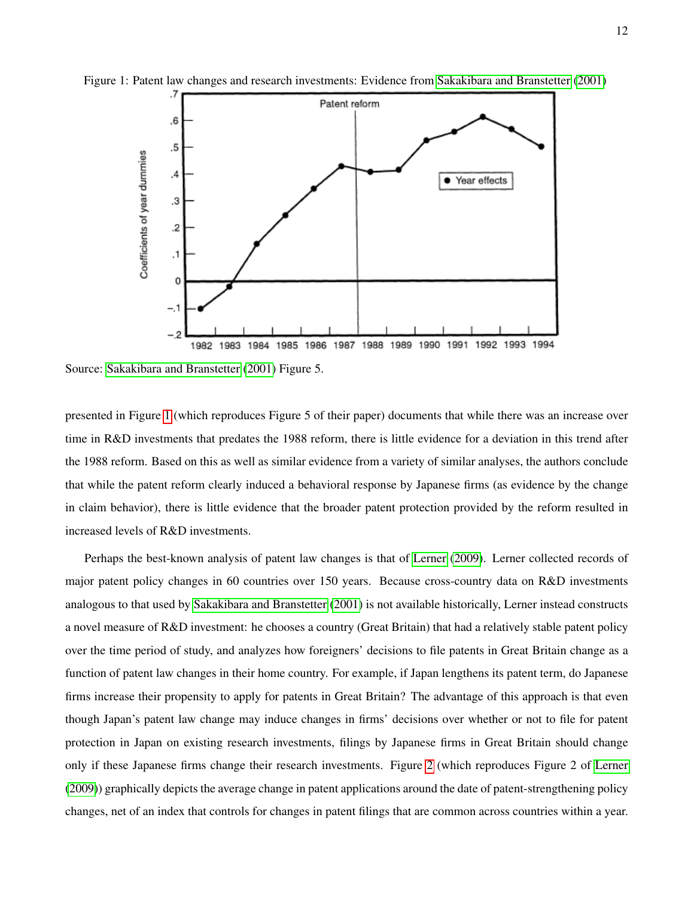Figure 1: Patent law changes and research investments: Evidence from Sakakibara and Branstetter (2001)

Source: Sakakibara and Branstetter (2001) Figure 5.

presented in Figure 1 (which reproduces Figure 5 of their paper) documents that while there was an increase over time in R&D investments that predates the 1988 reform, there is little evidence for a deviation in this trend after the 1988 reform. Based on this as well as similar evidence from a variety of similar analyses, the authors conclude that while the patent reform clearly induced a behavioral response by Japanese firms (as evidence by the change in claim behavior), there is little evidence that the broader patent protection provided by the reform resulted in increased levels of R&D investments.

Perhaps the best-known analysis of patent law changes is that of Lerner (2009). Lerner collected records of major patent policy changes in 60 countries over 150 years. Because cross-country data on R&D investments analogous to that used by Sakakibara and Branstetter (2001) is not available historically, Lerner instead constructs a novel measure of R&D investment: he chooses a country (Great Britain) that had a relatively stable patent policy over the time period of study, and analyzes how foreigners' decisions to file patents in Great Britain change as a function of patent law changes in their home country. For example, if Japan lengthens its patent term, do Japanese firms increase their propensity to apply for patents in Great Britain? The advantage of this approach is that even though Japan's patent law change may induce changes in firms' decisions over whether or not to file for patent protection in Japan on existing research investments, filings by Japanese firms in Great Britain should change only if these Japanese firms change their research investments. Figure 2 (which reproduces Figure 2 of Lerner (2009)) graphically depicts the average change in patent applications around the date of patent-strengthening policy changes, net of an index that controls for changes in patent filings that are common across countries within a year.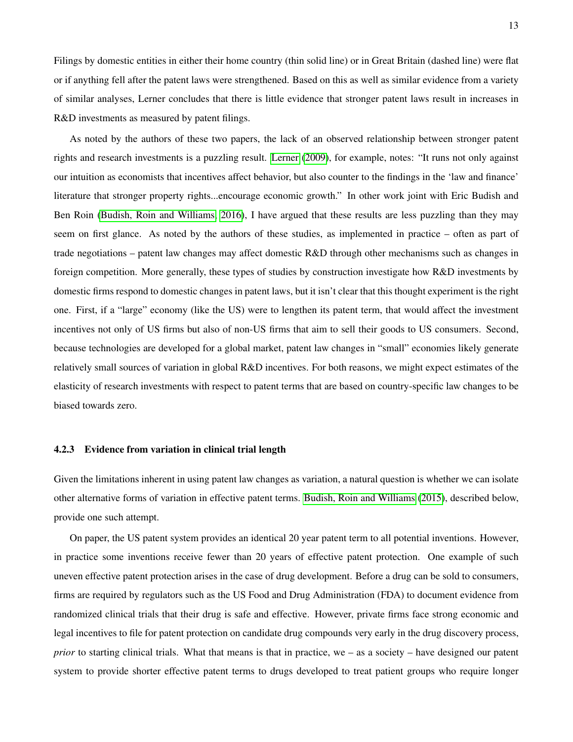Filings by domestic entities in either their home country (thin solid line) or in Great Britain (dashed line) were flat or if anything fell after the patent laws were strengthened. Based on this as well as similar evidence from a variety of similar analyses, Lerner concludes that there is little evidence that stronger patent laws result in increases in R&D investments as measured by patent filings.

As noted by the authors of these two papers, the lack of an observed relationship between stronger patent rights and research investments is a puzzling result. Lerner (2009), for example, notes: "It runs not only against our intuition as economists that incentives affect behavior, but also counter to the findings in the 'law and finance' literature that stronger property rights...encourage economic growth." In other work joint with Eric Budish and Ben Roin (Budish, Roin and Williams, 2016), I have argued that these results are less puzzling than they may seem on first glance. As noted by the authors of these studies, as implemented in practice – often as part of trade negotiations – patent law changes may affect domestic R&D through other mechanisms such as changes in foreign competition. More generally, these types of studies by construction investigate how R&D investments by domestic firms respond to domestic changes in patent laws, but it isn't clear that this thought experiment is the right one. First, if a "large" economy (like the US) were to lengthen its patent term, that would affect the investment incentives not only of US firms but also of non-US firms that aim to sell their goods to US consumers. Second, because technologies are developed for a global market, patent law changes in "small" economies likely generate relatively small sources of variation in global R&D incentives. For both reasons, we might expect estimates of the elasticity of research investments with respect to patent terms that are based on country-specific law changes to be biased towards zero.

#### 4.2.3 Evidence from variation in clinical trial length

Given the limitations inherent in using patent law changes as variation, a natural question is whether we can isolate other alternative forms of variation in effective patent terms. Budish, Roin and Williams (2015), described below, provide one such attempt.

On paper, the US patent system provides an identical 20 year patent term to all potential inventions. However, in practice some inventions receive fewer than 20 years of effective patent protection. One example of such uneven effective patent protection arises in the case of drug development. Before a drug can be sold to consumers, firms are required by regulators such as the US Food and Drug Administration (FDA) to document evidence from randomized clinical trials that their drug is safe and effective. However, private firms face strong economic and legal incentives to file for patent protection on candidate drug compounds very early in the drug discovery process, *prior* to starting clinical trials. What that means is that in practice, we – as a society – have designed our patent system to provide shorter effective patent terms to drugs developed to treat patient groups who require longer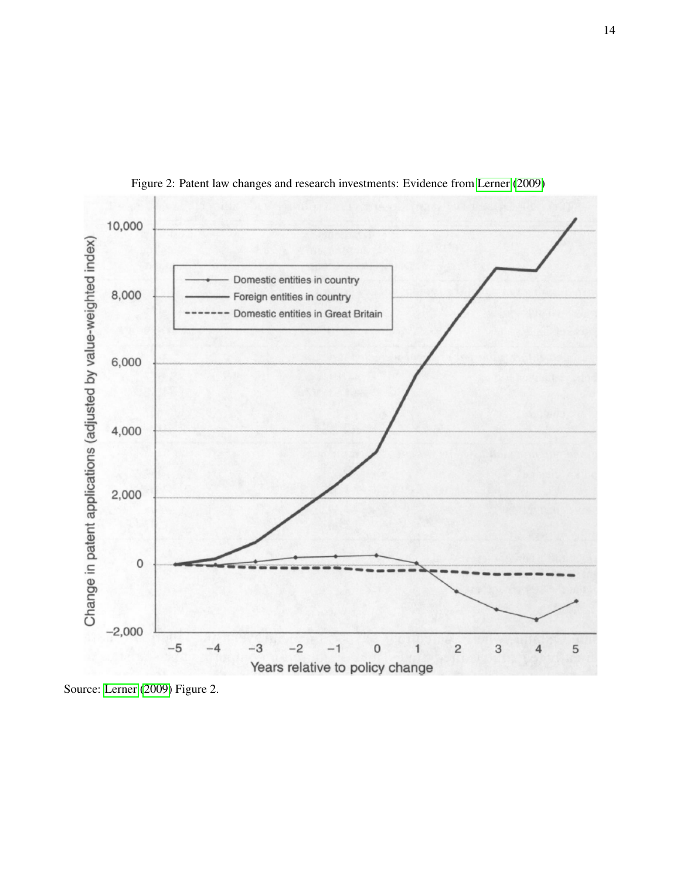Figure 2: Patent law changes and research investments: Evidence from Lerner (2009)

Source: Lerner (2009) Figure 2.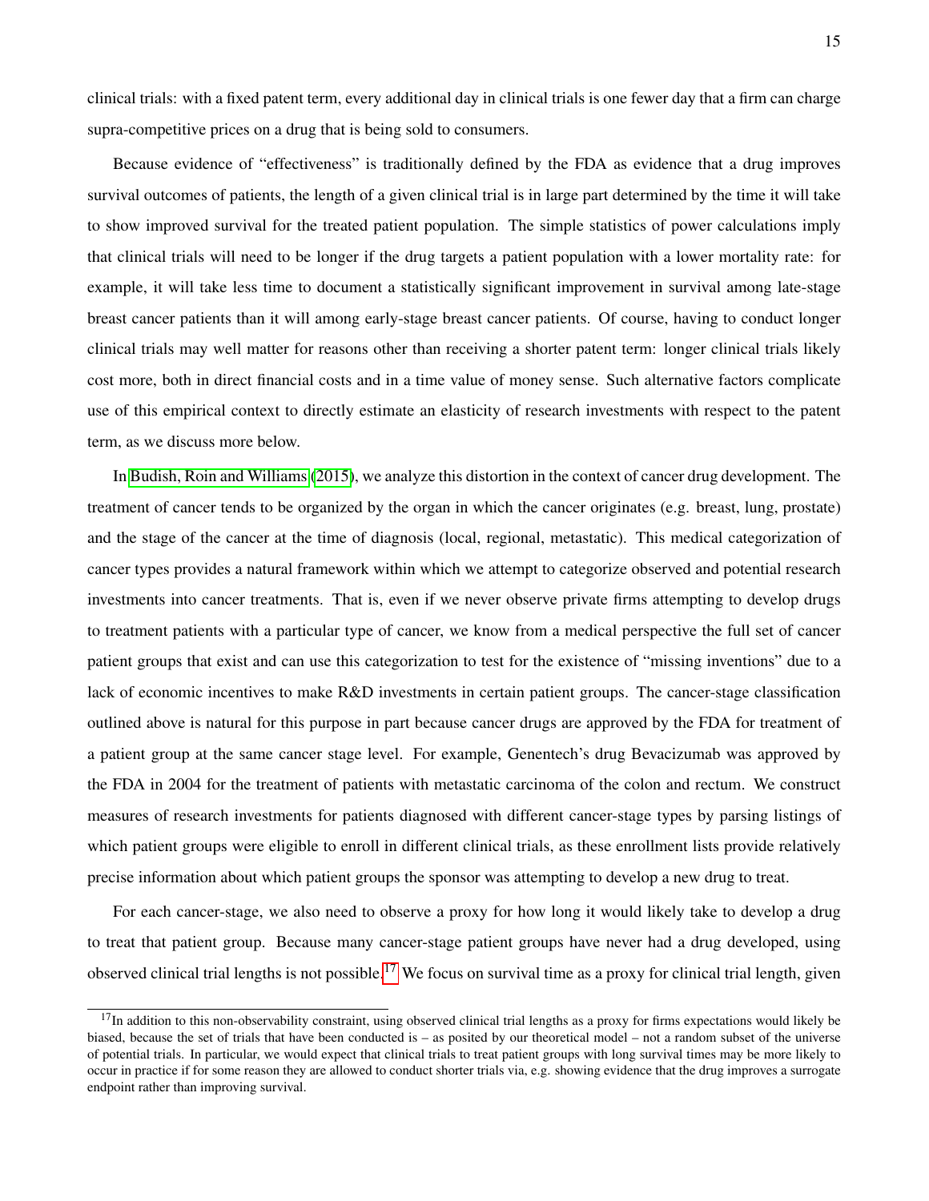clinical trials: with a fixed patent term, every additional day in clinical trials is one fewer day that a firm can charge supra-competitive prices on a drug that is being sold to consumers.

Because evidence of "effectiveness" is traditionally defined by the FDA as evidence that a drug improves survival outcomes of patients, the length of a given clinical trial is in large part determined by the time it will take to show improved survival for the treated patient population. The simple statistics of power calculations imply that clinical trials will need to be longer if the drug targets a patient population with a lower mortality rate: for example, it will take less time to document a statistically significant improvement in survival among late-stage breast cancer patients than it will among early-stage breast cancer patients. Of course, having to conduct longer clinical trials may well matter for reasons other than receiving a shorter patent term: longer clinical trials likely cost more, both in direct financial costs and in a time value of money sense. Such alternative factors complicate use of this empirical context to directly estimate an elasticity of research investments with respect to the patent term, as we discuss more below.

In Budish, Roin and Williams (2015), we analyze this distortion in the context of cancer drug development. The treatment of cancer tends to be organized by the organ in which the cancer originates (e.g. breast, lung, prostate) and the stage of the cancer at the time of diagnosis (local, regional, metastatic). This medical categorization of cancer types provides a natural framework within which we attempt to categorize observed and potential research investments into cancer treatments. That is, even if we never observe private firms attempting to develop drugs to treatment patients with a particular type of cancer, we know from a medical perspective the full set of cancer patient groups that exist and can use this categorization to test for the existence of "missing inventions" due to a lack of economic incentives to make R&D investments in certain patient groups. The cancer-stage classification outlined above is natural for this purpose in part because cancer drugs are approved by the FDA for treatment of a patient group at the same cancer stage level. For example, Genentech's drug Bevacizumab was approved by the FDA in 2004 for the treatment of patients with metastatic carcinoma of the colon and rectum. We construct measures of research investments for patients diagnosed with different cancer-stage types by parsing listings of which patient groups were eligible to enroll in different clinical trials, as these enrollment lists provide relatively precise information about which patient groups the sponsor was attempting to develop a new drug to treat.

For each cancer-stage, we also need to observe a proxy for how long it would likely take to develop a drug to treat that patient group. Because many cancer-stage patient groups have never had a drug developed, using observed clinical trial lengths is not possible.[17] We focus on survival time as a proxy for clinical trial length, given

[17] In addition to this non-observability constraint, using observed clinical trial lengths as a proxy for firms expectations would likely be biased, because the set of trials that have been conducted is – as posited by our theoretical model – not a random subset of the universe of potential trials. In particular, we would expect that clinical trials to treat patient groups with long survival times may be more likely to occur in practice if for some reason they are allowed to conduct shorter trials via, e.g. showing evidence that the drug improves a surrogate endpoint rather than improving survival.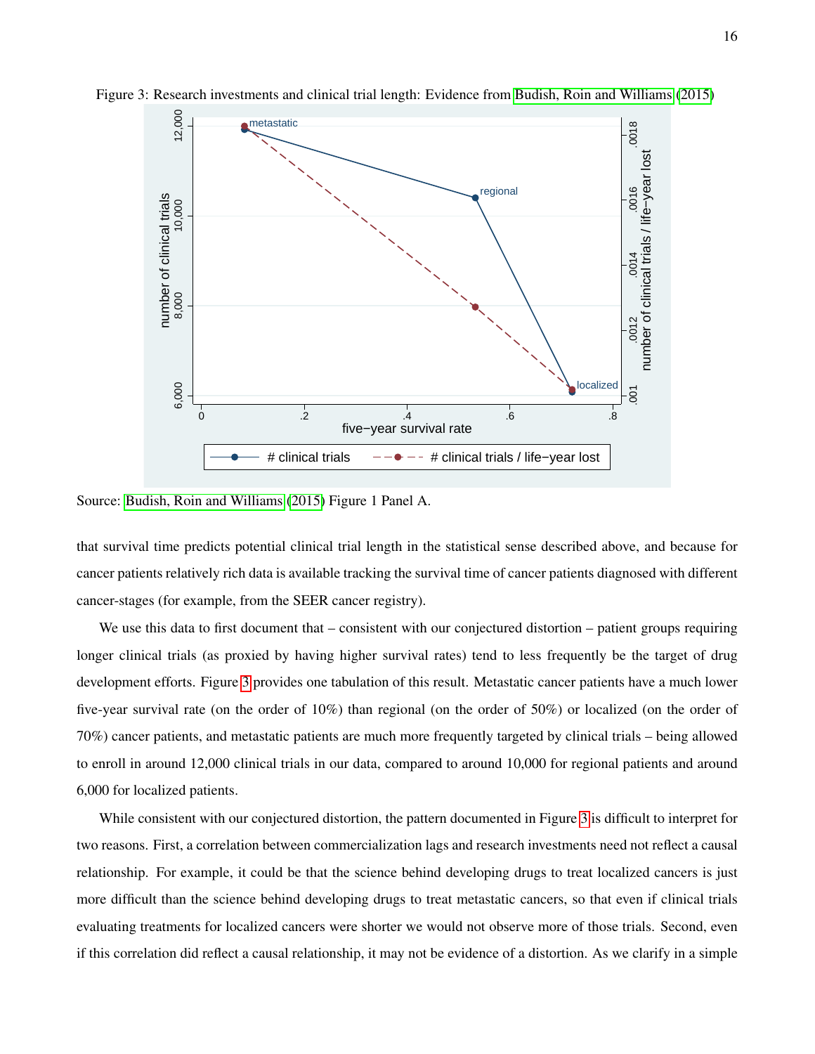Figure 3: Research investments and clinical trial length: Evidence from Budish, Roin and Williams (2015)

Source: Budish, Roin and Williams (2015) Figure 1 Panel A.

that survival time predicts potential clinical trial length in the statistical sense described above, and because for cancer patients relatively rich data is available tracking the survival time of cancer patients diagnosed with different cancer-stages (for example, from the SEER cancer registry).

We use this data to first document that – consistent with our conjectured distortion – patient groups requiring longer clinical trials (as proxied by having higher survival rates) tend to less frequently be the target of drug development efforts. Figure 3 provides one tabulation of this result. Metastatic cancer patients have a much lower five-year survival rate (on the order of 10%) than regional (on the order of 50%) or localized (on the order of 70%) cancer patients, and metastatic patients are much more frequently targeted by clinical trials – being allowed to enroll in around 12,000 clinical trials in our data, compared to around 10,000 for regional patients and around 6,000 for localized patients.

While consistent with our conjectured distortion, the pattern documented in Figure 3 is difficult to interpret for two reasons. First, a correlation between commercialization lags and research investments need not reflect a causal relationship. For example, it could be that the science behind developing drugs to treat localized cancers is just more difficult than the science behind developing drugs to treat metastatic cancers, so that even if clinical trials evaluating treatments for localized cancers were shorter we would not observe more of those trials. Second, even if this correlation did reflect a causal relationship, it may not be evidence of a distortion. As we clarify in a simple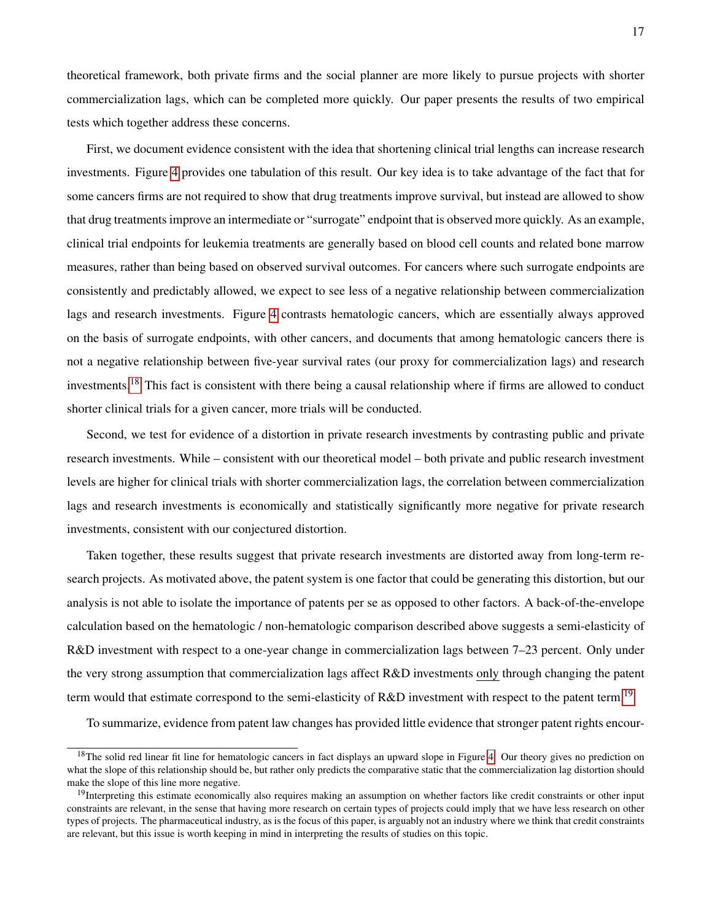theoretical framework, both private firms and the social planner are more likely to pursue projects with shorter commercialization lags, which can be completed more quickly. Our paper presents the results of two empirical tests which together address these concerns.

First, we document evidence consistent with the idea that shortening clinical trial lengths can increase research investments. Figure 4 provides one tabulation of this result. Our key idea is to take advantage of the fact that for some cancers firms are not required to show that drug treatments improve survival, but instead are allowed to show that drug treatments improve an intermediate or "surrogate" endpoint that is observed more quickly. As an example, clinical trial endpoints for leukemia treatments are generally based on blood cell counts and related bone marrow measures, rather than being based on observed survival outcomes. For cancers where such surrogate endpoints are consistently and predictably allowed, we expect to see less of a negative relationship between commercialization lags and research investments. Figure 4 contrasts hematologic cancers, which are essentially always approved on the basis of surrogate endpoints, with other cancers, and documents that among hematologic cancers there is not a negative relationship between five-year survival rates (our proxy for commercialization lags) and research investments.[18] This fact is consistent with there being a causal relationship where if firms are allowed to conduct shorter clinical trials for a given cancer, more trials will be conducted.

Second, we test for evidence of a distortion in private research investments by contrasting public and private research investments. While – consistent with our theoretical model – both private and public research investment levels are higher for clinical trials with shorter commercialization lags, the correlation between commercialization lags and research investments is economically and statistically significantly more negative for private research investments, consistent with our conjectured distortion.

Taken together, these results suggest that private research investments are distorted away from long-term research projects. As motivated above, the patent system is one factor that could be generating this distortion, but our analysis is not able to isolate the importance of patents per se as opposed to other factors. A back-of-the-envelope calculation based on the hematologic / non-hematologic comparison described above suggests a semi-elasticity of R&D investment with respect to a one-year change in commercialization lags between 7–23 percent. Only under the very strong assumption that commercialization lags affect R&D investments only through changing the patent term would that estimate correspond to the semi-elasticity of R&D investment with respect to the patent term.[19]

To summarize, evidence from patent law changes has provided little evidence that stronger patent rights encour-

[18] The solid red linear fit line for hematologic cancers in fact displays an upward slope in Figure 4. Our theory gives no prediction on what the slope of this relationship should be, but rather only predicts the comparative static that the commercialization lag distortion should make the slope of this line more negative.

[19] Interpreting this estimate economically also requires making an assumption on whether factors like credit constraints or other input constraints are relevant, in the sense that having more research on certain types of projects could imply that we have less research on other types of projects. The pharmaceutical industry, as is the focus of this paper, is arguably not an industry where we think that credit constraints are relevant, but this issue is worth keeping in mind in interpreting the results of studies on this topic.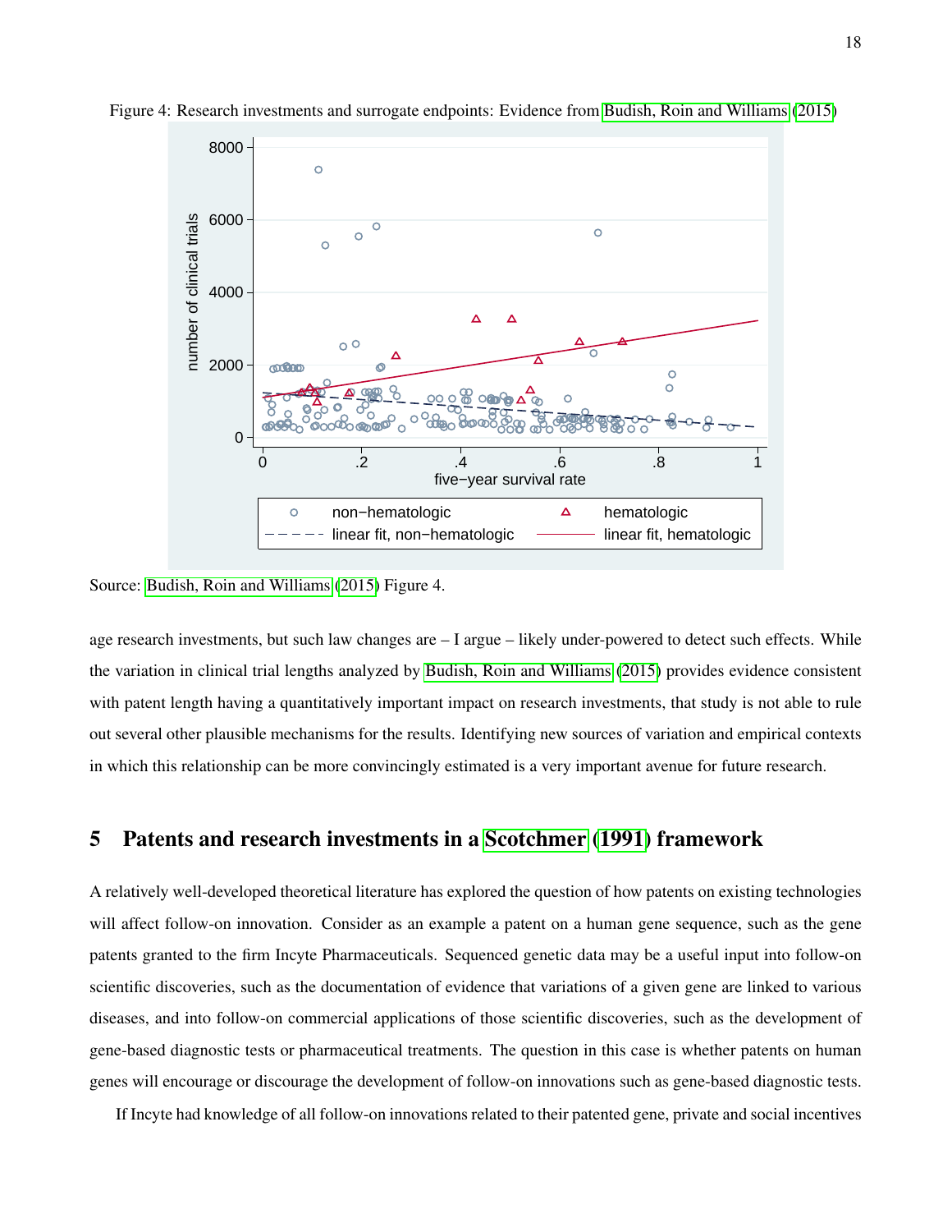Figure 4: Research investments and surrogate endpoints: Evidence from Budish, Roin and Williams (2015)

Source: Budish, Roin and Williams (2015) Figure 4.

age research investments, but such law changes are – I argue – likely under-powered to detect such effects. While the variation in clinical trial lengths analyzed by Budish, Roin and Williams (2015) provides evidence consistent with patent length having a quantitatively important impact on research investments, that study is not able to rule out several other plausible mechanisms for the results. Identifying new sources of variation and empirical contexts in which this relationship can be more convincingly estimated is a very important avenue for future research.

# 5 Patents and research investments in a Scotchmer (1991) framework

A relatively well-developed theoretical literature has explored the question of how patents on existing technologies will affect follow-on innovation. Consider as an example a patent on a human gene sequence, such as the gene patents granted to the firm Incyte Pharmaceuticals. Sequenced genetic data may be a useful input into follow-on scientific discoveries, such as the documentation of evidence that variations of a given gene are linked to various diseases, and into follow-on commercial applications of those scientific discoveries, such as the development of gene-based diagnostic tests or pharmaceutical treatments. The question in this case is whether patents on human genes will encourage or discourage the development of follow-on innovations such as gene-based diagnostic tests.

If Incyte had knowledge of all follow-on innovations related to their patented gene, private and social incentives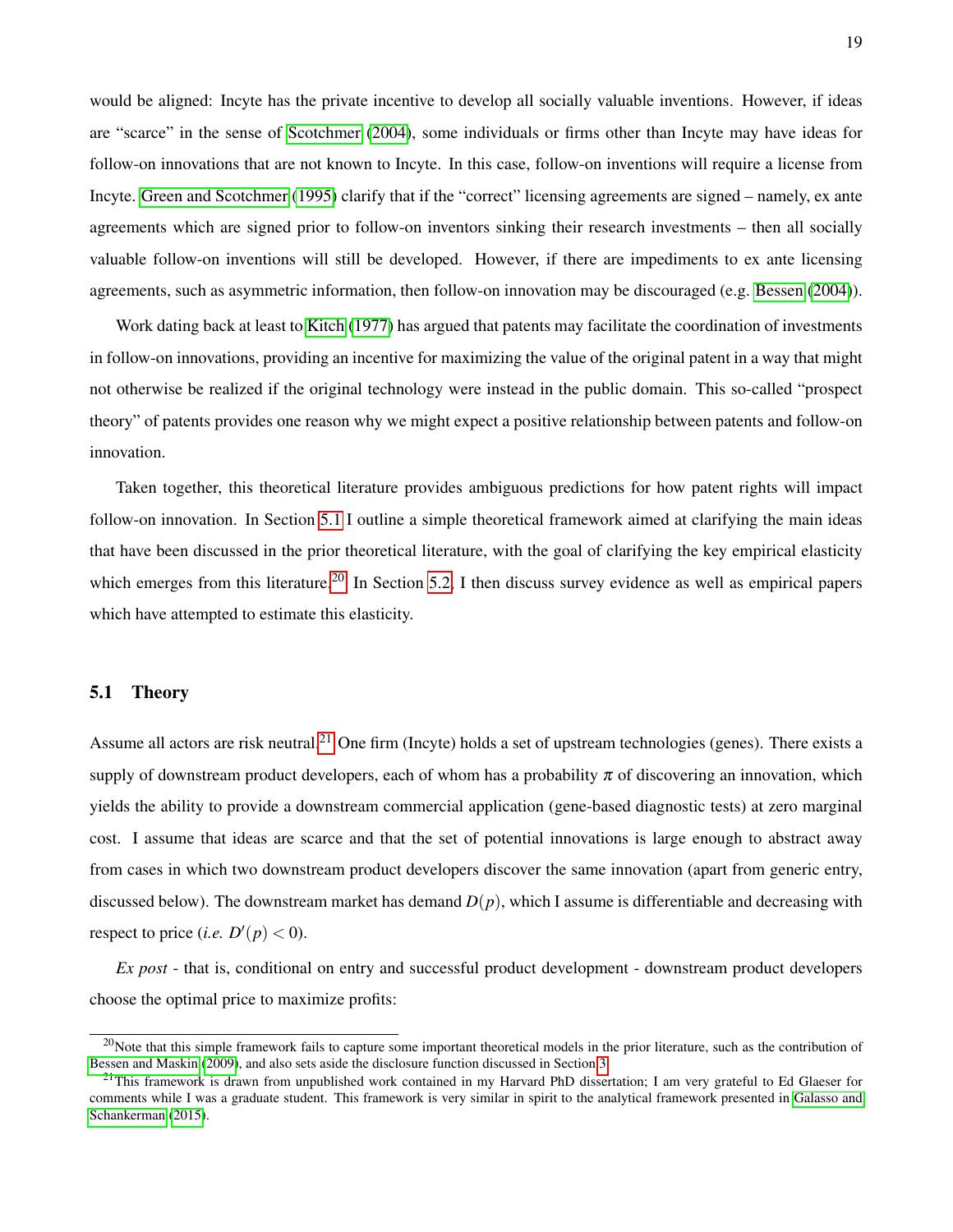would be aligned: Incyte has the private incentive to develop all socially valuable inventions. However, if ideas are "scarce" in the sense of Scotchmer (2004), some individuals or firms other than Incyte may have ideas for follow-on innovations that are not known to Incyte. In this case, follow-on inventions will require a license from Incyte. Green and Scotchmer (1995) clarify that if the "correct" licensing agreements are signed – namely, ex ante agreements which are signed prior to follow-on inventors sinking their research investments – then all socially valuable follow-on inventions will still be developed. However, if there are impediments to ex ante licensing agreements, such as asymmetric information, then follow-on innovation may be discouraged (e.g. Bessen (2004)).

Work dating back at least to Kitch (1977) has argued that patents may facilitate the coordination of investments in follow-on innovations, providing an incentive for maximizing the value of the original patent in a way that might not otherwise be realized if the original technology were instead in the public domain. This so-called "prospect theory" of patents provides one reason why we might expect a positive relationship between patents and follow-on innovation.

Taken together, this theoretical literature provides ambiguous predictions for how patent rights will impact follow-on innovation. In Section 5.1 I outline a simple theoretical framework aimed at clarifying the main ideas that have been discussed in the prior theoretical literature, with the goal of clarifying the key empirical elasticity which emerges from this literature.[20] In Section 5.2, I then discuss survey evidence as well as empirical papers which have attempted to estimate this elasticity.

## 5.1 Theory

Assume all actors are risk neutral.[21] One firm (Incyte) holds a set of upstream technologies (genes). There exists a supply of downstream product developers, each of whom has a probability $\pi$ of discovering an innovation, which yields the ability to provide a downstream commercial application (gene-based diagnostic tests) at zero marginal cost. I assume that ideas are scarce and that the set of potential innovations is large enough to abstract away from cases in which two downstream product developers discover the same innovation (apart from generic entry, discussed below). The downstream market has demand $D(p)$, which I assume is differentiable and decreasing with respect to price (*i.e.* $D'(p) < 0$).

*Ex post* - that is, conditional on entry and successful product development - downstream product developers choose the optimal price to maximize profits:

[20] Note that this simple framework fails to capture some important theoretical models in the prior literature, such as the contribution of Bessen and Maskin (2009), and also sets aside the disclosure function discussed in Section 3.

[21] This framework is drawn from unpublished work contained in my Harvard PhD dissertation; I am very grateful to Ed Glaeser for comments while I was a graduate student. This framework is very similar in spirit to the analytical framework presented in Galasso and Schankerman (2015).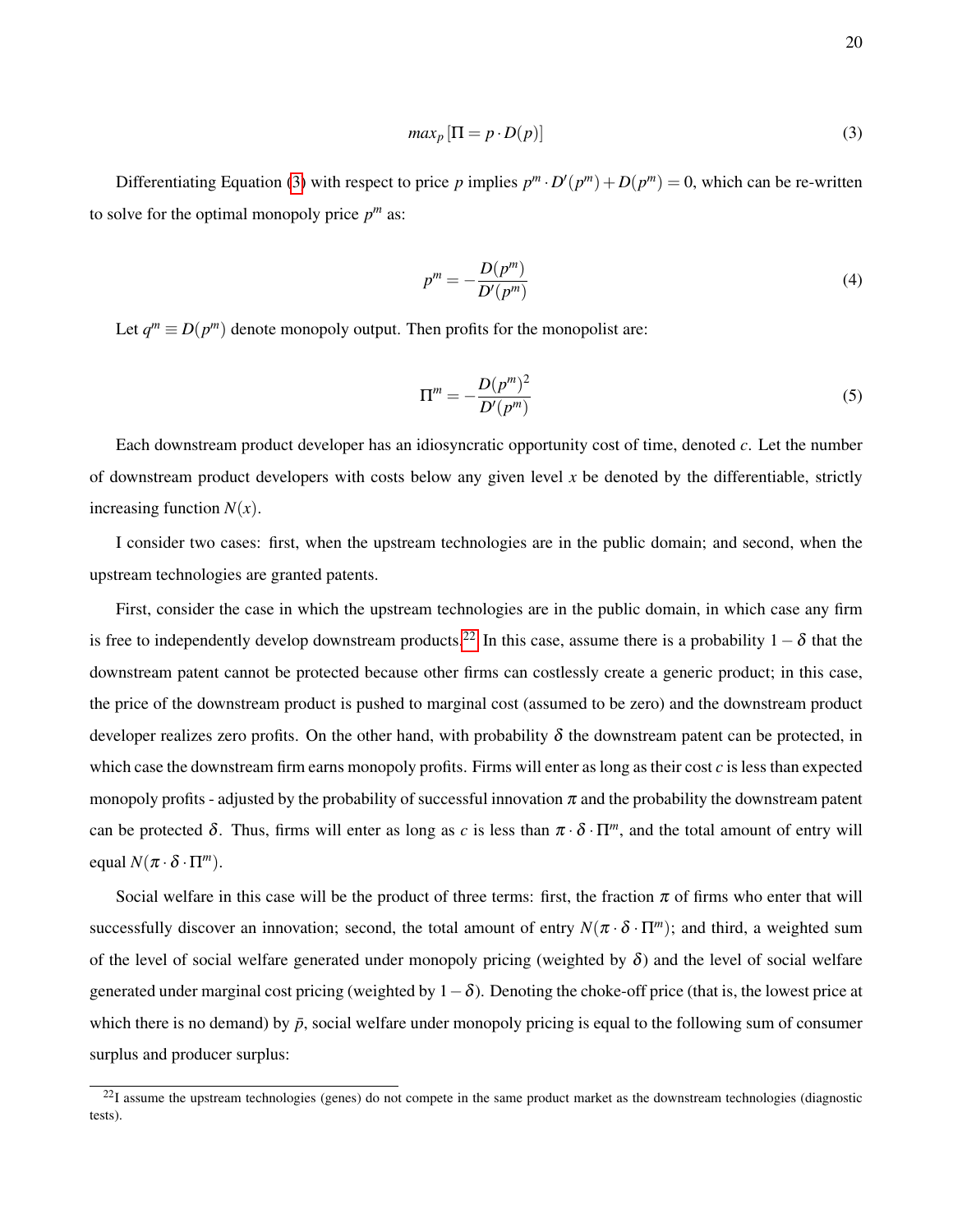$$max_p \left[\Pi = p \cdot D(p)\right] \tag{3}$$

Differentiating Equation (3) with respect to price $p$ implies $p^m \cdot D'(p^m) + D(p^m) = 0$, which can be re-written to solve for the optimal monopoly price $p^m$ as:

$$p^m = -\frac{D(p^m)}{D'(p^m)} \tag{4}$$

Let $q^m \equiv D(p^m)$ denote monopoly output. Then profits for the monopolist are:

$$\Pi^m = -\frac{D(p^m)^2}{D'(p^m)} \tag{5}$$

Each downstream product developer has an idiosyncratic opportunity cost of time, denoted $c$. Let the number of downstream product developers with costs below any given level $x$ be denoted by the differentiable, strictly increasing function $N(x)$.

I consider two cases: first, when the upstream technologies are in the public domain; and second, when the upstream technologies are granted patents.

First, consider the case in which the upstream technologies are in the public domain, in which case any firm is free to independently develop downstream products.[22] In this case, assume there is a probability $1-\delta$ that the downstream patent cannot be protected because other firms can costlessly create a generic product; in this case, the price of the downstream product is pushed to marginal cost (assumed to be zero) and the downstream product developer realizes zero profits. On the other hand, with probability $\delta$ the downstream patent can be protected, in which case the downstream firm earns monopoly profits. Firms will enter as long as their cost $c$ is less than expected monopoly profits - adjusted by the probability of successful innovation $\pi$ and the probability the downstream patent can be protected $\delta$. Thus, firms will enter as long as $c$ is less than $\pi \cdot \delta \cdot \Pi^m$, and the total amount of entry will equal $N(\pi \cdot \delta \cdot \Pi^m)$.

Social welfare in this case will be the product of three terms: first, the fraction $\pi$ of firms who enter that will successfully discover an innovation; second, the total amount of entry $N(\pi \cdot \delta \cdot \Pi^m)$; and third, a weighted sum of the level of social welfare generated under monopoly pricing (weighted by $\delta$) and the level of social welfare generated under marginal cost pricing (weighted by $1-\delta$). Denoting the choke-off price (that is, the lowest price at which there is no demand) by $\bar{p}$, social welfare under monopoly pricing is equal to the following sum of consumer surplus and producer surplus:

[22] I assume the upstream technologies (genes) do not compete in the same product market as the downstream technologies (diagnostic tests).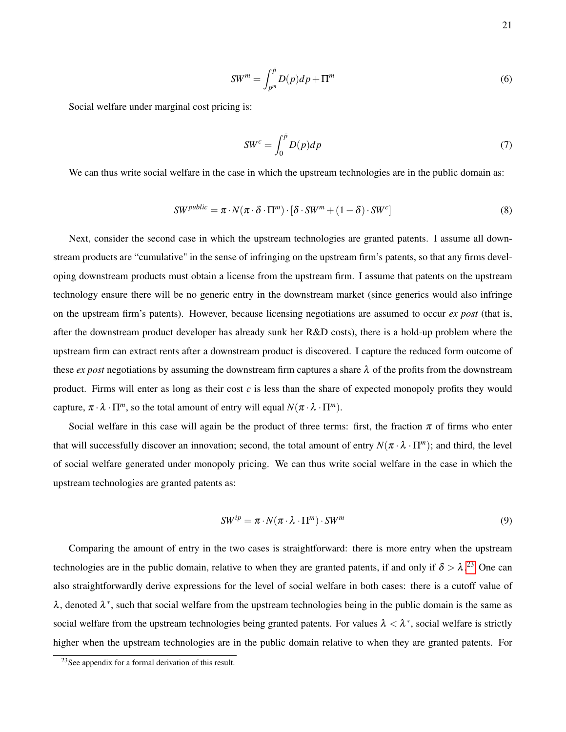$$SW^{m} = \int_{p^{m}}^{\bar{p}} D(p)dp + \Pi^{m} \tag{6}$$

Social welfare under marginal cost pricing is:

$$SW^{c} = \int_{0}^{\bar{p}} D(p)dp \tag{7}$$

We can thus write social welfare in the case in which the upstream technologies are in the public domain as:

$$SW^{public} = \pi \cdot N(\pi \cdot \delta \cdot \Pi^{m}) \cdot [\delta \cdot SW^{m} + (1-\delta) \cdot SW^{c}] \tag{8}$$

Next, consider the second case in which the upstream technologies are granted patents. I assume all downstream products are "cumulative" in the sense of infringing on the upstream firm's patents, so that any firms developing downstream products must obtain a license from the upstream firm. I assume that patents on the upstream technology ensure there will be no generic entry in the downstream market (since generics would also infringe on the upstream firm's patents). However, because licensing negotiations are assumed to occur *ex post* (that is, after the downstream product developer has already sunk her R&D costs), there is a hold-up problem where the upstream firm can extract rents after a downstream product is discovered. I capture the reduced form outcome of these *ex post* negotiations by assuming the downstream firm captures a share $\lambda$ of the profits from the downstream product. Firms will enter as long as their cost $c$ is less than the share of expected monopoly profits they would capture, $\pi \cdot \lambda \cdot \Pi^{m}$, so the total amount of entry will equal $N(\pi \cdot \lambda \cdot \Pi^{m})$.

Social welfare in this case will again be the product of three terms: first, the fraction $\pi$ of firms who enter that will successfully discover an innovation; second, the total amount of entry $N(\pi \cdot \lambda \cdot \Pi^{m})$; and third, the level of social welfare generated under monopoly pricing. We can thus write social welfare in the case in which the upstream technologies are granted patents as:

$$SW^{ip} = \pi \cdot N(\pi \cdot \lambda \cdot \Pi^{m}) \cdot SW^{m} \tag{9}$$

Comparing the amount of entry in the two cases is straightforward: there is more entry when the upstream technologies are in the public domain, relative to when they are granted patents, if and only if $\delta > \lambda$.[23] One can also straightforwardly derive expressions for the level of social welfare in both cases: there is a cutoff value of $\lambda$, denoted $\lambda^{*}$, such that social welfare from the upstream technologies being in the public domain is the same as social welfare from the upstream technologies being granted patents. For values $\lambda < \lambda^{*}$, social welfare is strictly higher when the upstream technologies are in the public domain relative to when they are granted patents. For

[23] See appendix for a formal derivation of this result.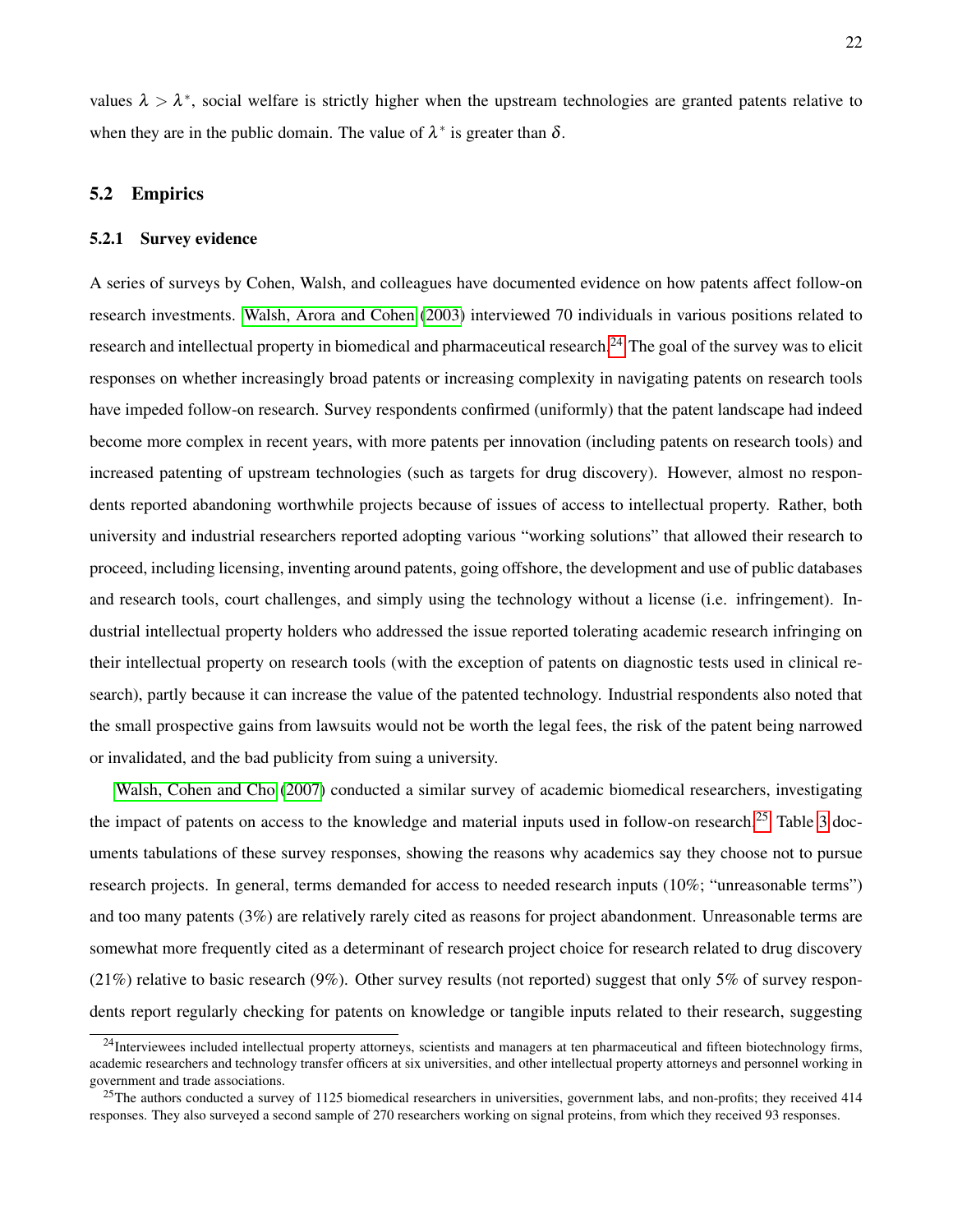values $\lambda > \lambda^*$, social welfare is strictly higher when the upstream technologies are granted patents relative to when they are in the public domain. The value of $\lambda^*$ is greater than $\delta$.

## 5.2 Empirics

### 5.2.1 Survey evidence

A series of surveys by Cohen, Walsh, and colleagues have documented evidence on how patents affect follow-on research investments. Walsh, Arora and Cohen (2003) interviewed 70 individuals in various positions related to research and intellectual property in biomedical and pharmaceutical research.[24] The goal of the survey was to elicit responses on whether increasingly broad patents or increasing complexity in navigating patents on research tools have impeded follow-on research. Survey respondents confirmed (uniformly) that the patent landscape had indeed become more complex in recent years, with more patents per innovation (including patents on research tools) and increased patenting of upstream technologies (such as targets for drug discovery). However, almost no respondents reported abandoning worthwhile projects because of issues of access to intellectual property. Rather, both university and industrial researchers reported adopting various "working solutions" that allowed their research to proceed, including licensing, inventing around patents, going offshore, the development and use of public databases and research tools, court challenges, and simply using the technology without a license (i.e. infringement). Industrial intellectual property holders who addressed the issue reported tolerating academic research infringing on their intellectual property on research tools (with the exception of patents on diagnostic tests used in clinical research), partly because it can increase the value of the patented technology. Industrial respondents also noted that the small prospective gains from lawsuits would not be worth the legal fees, the risk of the patent being narrowed or invalidated, and the bad publicity from suing a university.

Walsh, Cohen and Cho (2007) conducted a similar survey of academic biomedical researchers, investigating the impact of patents on access to the knowledge and material inputs used in follow-on research.[25] Table 3 documents tabulations of these survey responses, showing the reasons why academics say they choose not to pursue research projects. In general, terms demanded for access to needed research inputs (10%; "unreasonable terms") and too many patents (3%) are relatively rarely cited as reasons for project abandonment. Unreasonable terms are somewhat more frequently cited as a determinant of research project choice for research related to drug discovery (21%) relative to basic research (9%). Other survey results (not reported) suggest that only 5% of survey respondents report regularly checking for patents on knowledge or tangible inputs related to their research, suggesting

[24] Interviewees included intellectual property attorneys, scientists and managers at ten pharmaceutical and fifteen biotechnology firms, academic researchers and technology transfer officers at six universities, and other intellectual property attorneys and personnel working in government and trade associations.

[25] The authors conducted a survey of 1125 biomedical researchers in universities, government labs, and non-profits; they received 414 responses. They also surveyed a second sample of 270 researchers working on signal proteins, from which they received 93 responses.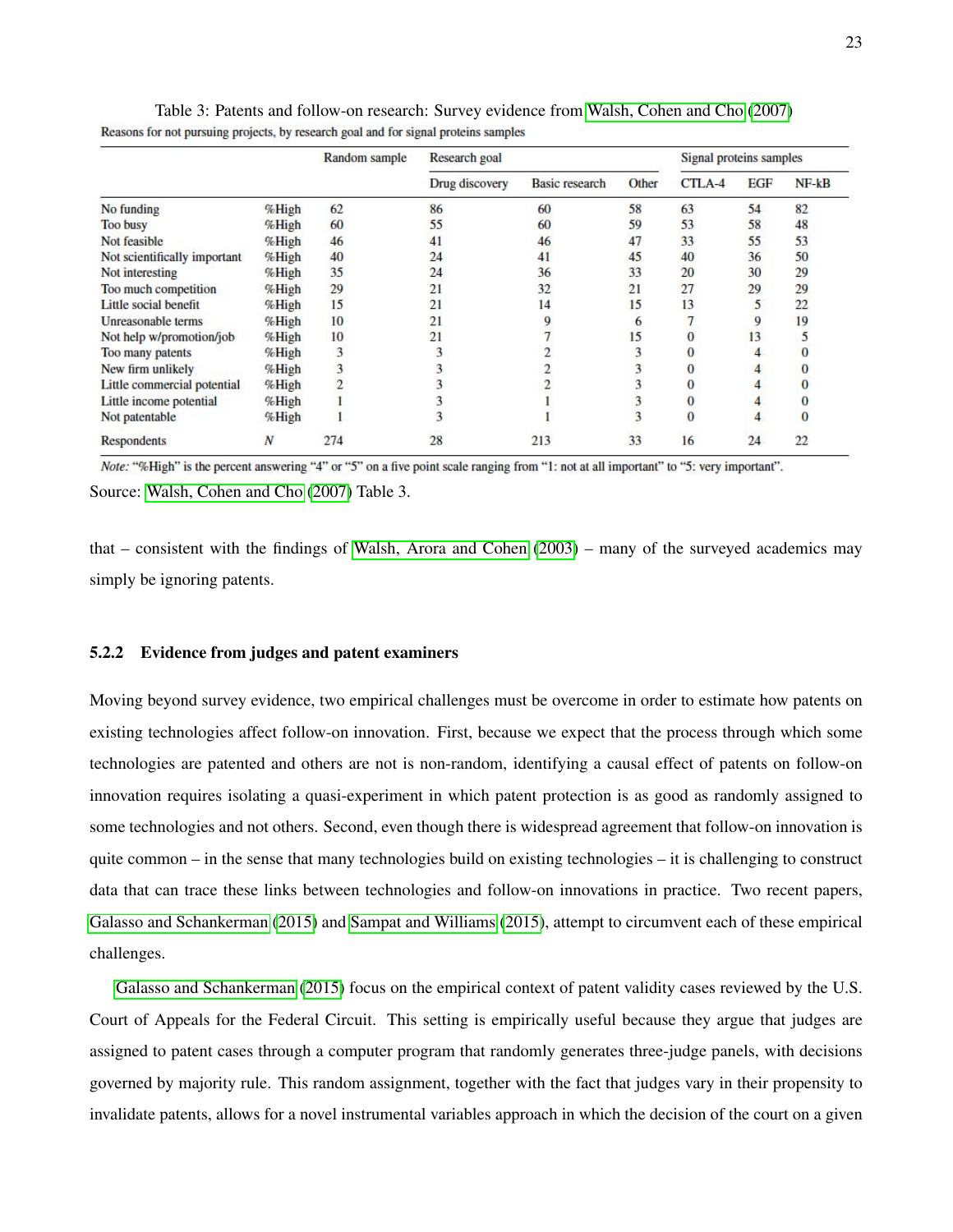Table 3: Patents and follow-on research: Survey evidence from Walsh, Cohen and Cho (2007)

Reasons for not pursuing projects, by research goal and for signal proteins samples

| | | Random sample | Research goal | | | Signal proteins samples | | |
|---|---|---|---|---|---|---|---|---|
| | | | Drug discovery | Basic research | Other | CTLA-4 | EGF | NF-kB |
| No funding | %High | 62 | 86 | 60 | 58 | 63 | 54 | 82 |
| Too busy | %High | 60 | 55 | 60 | 59 | 53 | 58 | 48 |
| Not feasible | %High | 46 | 41 | 46 | 47 | 33 | 55 | 53 |
| Not scientifically important | %High | 40 | 24 | 41 | 45 | 40 | 36 | 50 |
| Not interesting | %High | 35 | 24 | 36 | 33 | 20 | 30 | 29 |
| Too much competition | %High | 29 | 21 | 32 | 21 | 27 | 29 | 29 |
| Little social benefit | %High | 15 | 21 | 14 | 15 | 13 | 5 | 22 |
| Unreasonable terms | %High | 10 | 21 | 9 | 6 | 7 | 9 | 19 |
| Not help w/promotion/job | %High | 10 | 21 | 7 | 15 | 0 | 13 | 5 |
| Too many patents | %High | 3 | 3 | 2 | 3 | 0 | 4 | 0 |
| New firm unlikely | %High | 3 | 3 | 2 | 3 | 0 | 4 | 0 |
| Little commercial potential | %High | 2 | 3 | 2 | 3 | 0 | 4 | 0 |
| Little income potential | %High | 1 | 3 | 1 | 3 | 0 | 4 | 0 |
| Not patentable | %High | 1 | 3 | 1 | 3 | 0 | 4 | 0 |
| Respondents | N | 274 | 28 | 213 | 33 | 16 | 24 | 22 |

*Note:* "%High" is the percent answering "4" or "5" on a five point scale ranging from "1: not at all important" to "5: very important".

Source: Walsh, Cohen and Cho (2007) Table 3.

that – consistent with the findings of Walsh, Arora and Cohen (2003) – many of the surveyed academics may simply be ignoring patents.

### 5.2.2 Evidence from judges and patent examiners

Moving beyond survey evidence, two empirical challenges must be overcome in order to estimate how patents on existing technologies affect follow-on innovation. First, because we expect that the process through which some technologies are patented and others are not is non-random, identifying a causal effect of patents on follow-on innovation requires isolating a quasi-experiment in which patent protection is as good as randomly assigned to some technologies and not others. Second, even though there is widespread agreement that follow-on innovation is quite common – in the sense that many technologies build on existing technologies – it is challenging to construct data that can trace these links between technologies and follow-on innovations in practice. Two recent papers, Galasso and Schankerman (2015) and Sampat and Williams (2015), attempt to circumvent each of these empirical challenges.

Galasso and Schankerman (2015) focus on the empirical context of patent validity cases reviewed by the U.S. Court of Appeals for the Federal Circuit. This setting is empirically useful because they argue that judges are assigned to patent cases through a computer program that randomly generates three-judge panels, with decisions governed by majority rule. This random assignment, together with the fact that judges vary in their propensity to invalidate patents, allows for a novel instrumental variables approach in which the decision of the court on a given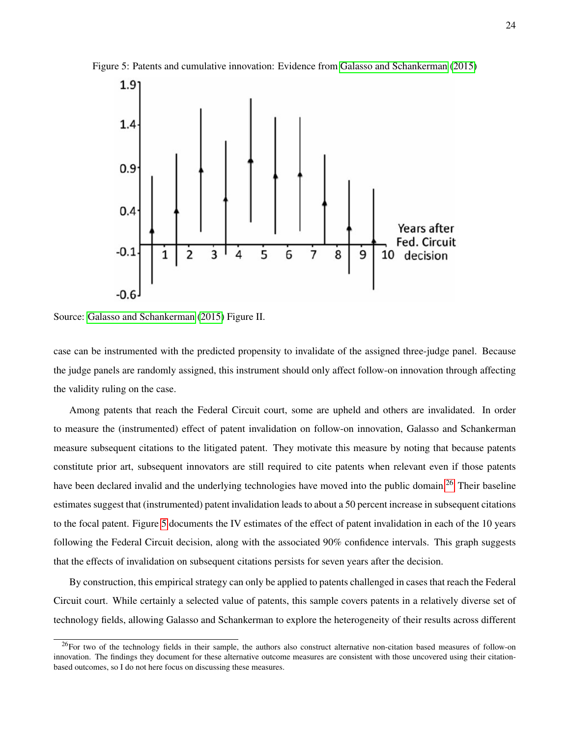Figure 5: Patents and cumulative innovation: Evidence from Galasso and Schankerman (2015)

Source: Galasso and Schankerman (2015) Figure II.

case can be instrumented with the predicted propensity to invalidate of the assigned three-judge panel. Because the judge panels are randomly assigned, this instrument should only affect follow-on innovation through affecting the validity ruling on the case.

Among patents that reach the Federal Circuit court, some are upheld and others are invalidated. In order to measure the (instrumented) effect of patent invalidation on follow-on innovation, Galasso and Schankerman measure subsequent citations to the litigated patent. They motivate this measure by noting that because patents constitute prior art, subsequent innovators are still required to cite patents when relevant even if those patents have been declared invalid and the underlying technologies have moved into the public domain.[26] Their baseline estimates suggest that (instrumented) patent invalidation leads to about a 50 percent increase in subsequent citations to the focal patent. Figure 5 documents the IV estimates of the effect of patent invalidation in each of the 10 years following the Federal Circuit decision, along with the associated 90% confidence intervals. This graph suggests that the effects of invalidation on subsequent citations persists for seven years after the decision.

By construction, this empirical strategy can only be applied to patents challenged in cases that reach the Federal Circuit court. While certainly a selected value of patents, this sample covers patents in a relatively diverse set of technology fields, allowing Galasso and Schankerman to explore the heterogeneity of their results across different

[26] For two of the technology fields in their sample, the authors also construct alternative non-citation based measures of follow-on innovation. The findings they document for these alternative outcome measures are consistent with those uncovered using their citation-based outcomes, so I do not here focus on discussing these measures.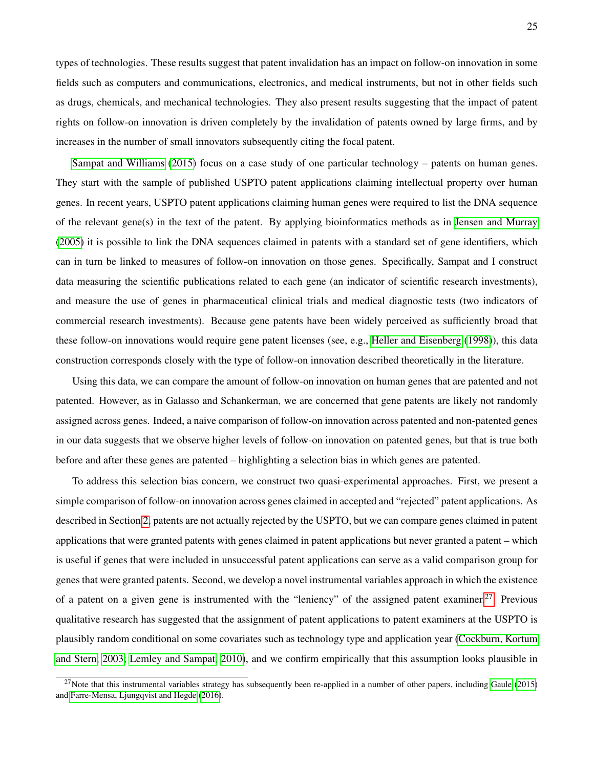types of technologies. These results suggest that patent invalidation has an impact on follow-on innovation in some fields such as computers and communications, electronics, and medical instruments, but not in other fields such as drugs, chemicals, and mechanical technologies. They also present results suggesting that the impact of patent rights on follow-on innovation is driven completely by the invalidation of patents owned by large firms, and by increases in the number of small innovators subsequently citing the focal patent.

Sampat and Williams (2015) focus on a case study of one particular technology – patents on human genes. They start with the sample of published USPTO patent applications claiming intellectual property over human genes. In recent years, USPTO patent applications claiming human genes were required to list the DNA sequence of the relevant gene(s) in the text of the patent. By applying bioinformatics methods as in Jensen and Murray (2005) it is possible to link the DNA sequences claimed in patents with a standard set of gene identifiers, which can in turn be linked to measures of follow-on innovation on those genes. Specifically, Sampat and I construct data measuring the scientific publications related to each gene (an indicator of scientific research investments), and measure the use of genes in pharmaceutical clinical trials and medical diagnostic tests (two indicators of commercial research investments). Because gene patents have been widely perceived as sufficiently broad that these follow-on innovations would require gene patent licenses (see, e.g., Heller and Eisenberg (1998)), this data construction corresponds closely with the type of follow-on innovation described theoretically in the literature.

Using this data, we can compare the amount of follow-on innovation on human genes that are patented and not patented. However, as in Galasso and Schankerman, we are concerned that gene patents are likely not randomly assigned across genes. Indeed, a naive comparison of follow-on innovation across patented and non-patented genes in our data suggests that we observe higher levels of follow-on innovation on patented genes, but that is true both before and after these genes are patented – highlighting a selection bias in which genes are patented.

To address this selection bias concern, we construct two quasi-experimental approaches. First, we present a simple comparison of follow-on innovation across genes claimed in accepted and "rejected" patent applications. As described in Section 2, patents are not actually rejected by the USPTO, but we can compare genes claimed in patent applications that were granted patents with genes claimed in patent applications but never granted a patent – which is useful if genes that were included in unsuccessful patent applications can serve as a valid comparison group for genes that were granted patents. Second, we develop a novel instrumental variables approach in which the existence of a patent on a given gene is instrumented with the "leniency" of the assigned patent examiner.[27] Previous qualitative research has suggested that the assignment of patent applications to patent examiners at the USPTO is plausibly random conditional on some covariates such as technology type and application year (Cockburn, Kortum and Stern, 2003; Lemley and Sampat, 2010), and we confirm empirically that this assumption looks plausible in

[27] Note that this instrumental variables strategy has subsequently been re-applied in a number of other papers, including Gaule (2015) and Farre-Mensa, Ljungqvist and Hegde (2016).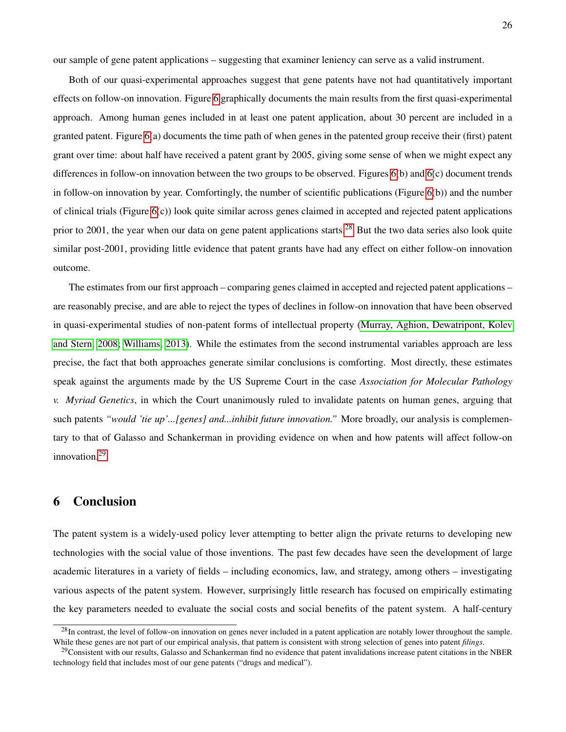our sample of gene patent applications – suggesting that examiner leniency can serve as a valid instrument.

Both of our quasi-experimental approaches suggest that gene patents have not had quantitatively important effects on follow-on innovation. Figure 6 graphically documents the main results from the first quasi-experimental approach. Among human genes included in at least one patent application, about 30 percent are included in a granted patent. Figure 6(a) documents the time path of when genes in the patented group receive their (first) patent grant over time: about half have received a patent grant by 2005, giving some sense of when we might expect any differences in follow-on innovation between the two groups to be observed. Figures 6(b) and 6(c) document trends in follow-on innovation by year. Comfortingly, the number of scientific publications (Figure 6(b)) and the number of clinical trials (Figure 6(c)) look quite similar across genes claimed in accepted and rejected patent applications prior to 2001, the year when our data on gene patent applications starts.[28] But the two data series also look quite similar post-2001, providing little evidence that patent grants have had any effect on either follow-on innovation outcome.

The estimates from our first approach – comparing genes claimed in accepted and rejected patent applications – are reasonably precise, and are able to reject the types of declines in follow-on innovation that have been observed in quasi-experimental studies of non-patent forms of intellectual property (Murray, Aghion, Dewatripont, Kolev and Stern, 2008; Williams, 2013). While the estimates from the second instrumental variables approach are less precise, the fact that both approaches generate similar conclusions is comforting. Most directly, these estimates speak against the arguments made by the US Supreme Court in the case *Association for Molecular Pathology v. Myriad Genetics*, in which the Court unanimously ruled to invalidate patents on human genes, arguing that such patents *"would 'tie up'...[genes] and...inhibit future innovation."* More broadly, our analysis is complementary to that of Galasso and Schankerman in providing evidence on when and how patents will affect follow-on innovation.[29]

## 6 Conclusion

The patent system is a widely-used policy lever attempting to better align the private returns to developing new technologies with the social value of those inventions. The past few decades have seen the development of large academic literatures in a variety of fields – including economics, law, and strategy, among others – investigating various aspects of the patent system. However, surprisingly little research has focused on empirically estimating the key parameters needed to evaluate the social costs and social benefits of the patent system. A half-century

[28] In contrast, the level of follow-on innovation on genes never included in a patent application are notably lower throughout the sample. While these genes are not part of our empirical analysis, that pattern is consistent with strong selection of genes into patent *filings*.

[29] Consistent with our results, Galasso and Schankerman find no evidence that patent invalidations increase patent citations in the NBER technology field that includes most of our gene patents ("drugs and medical").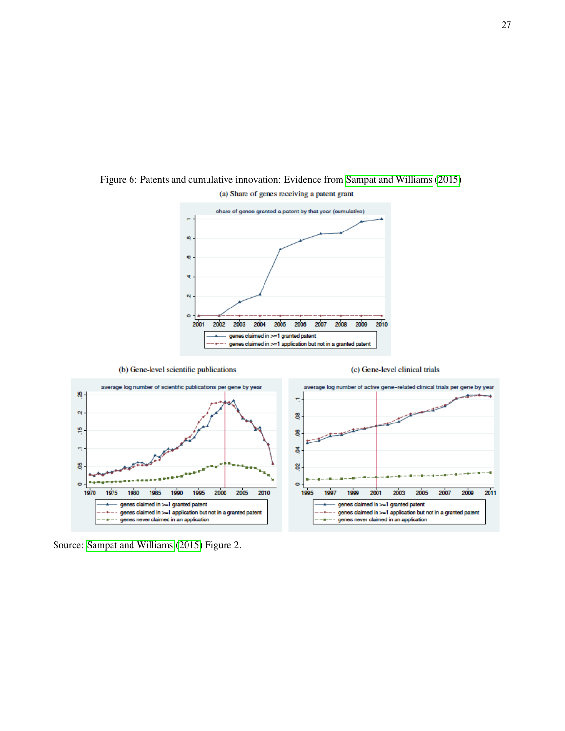Figure 6: Patents and cumulative innovation: Evidence from Sampat and Williams (2015)

(a) Share of genes receiving a patent grant

(b) Gene-level scientific publications

(c) Gene-level clinical trials

Source: Sampat and Williams (2015) Figure 2.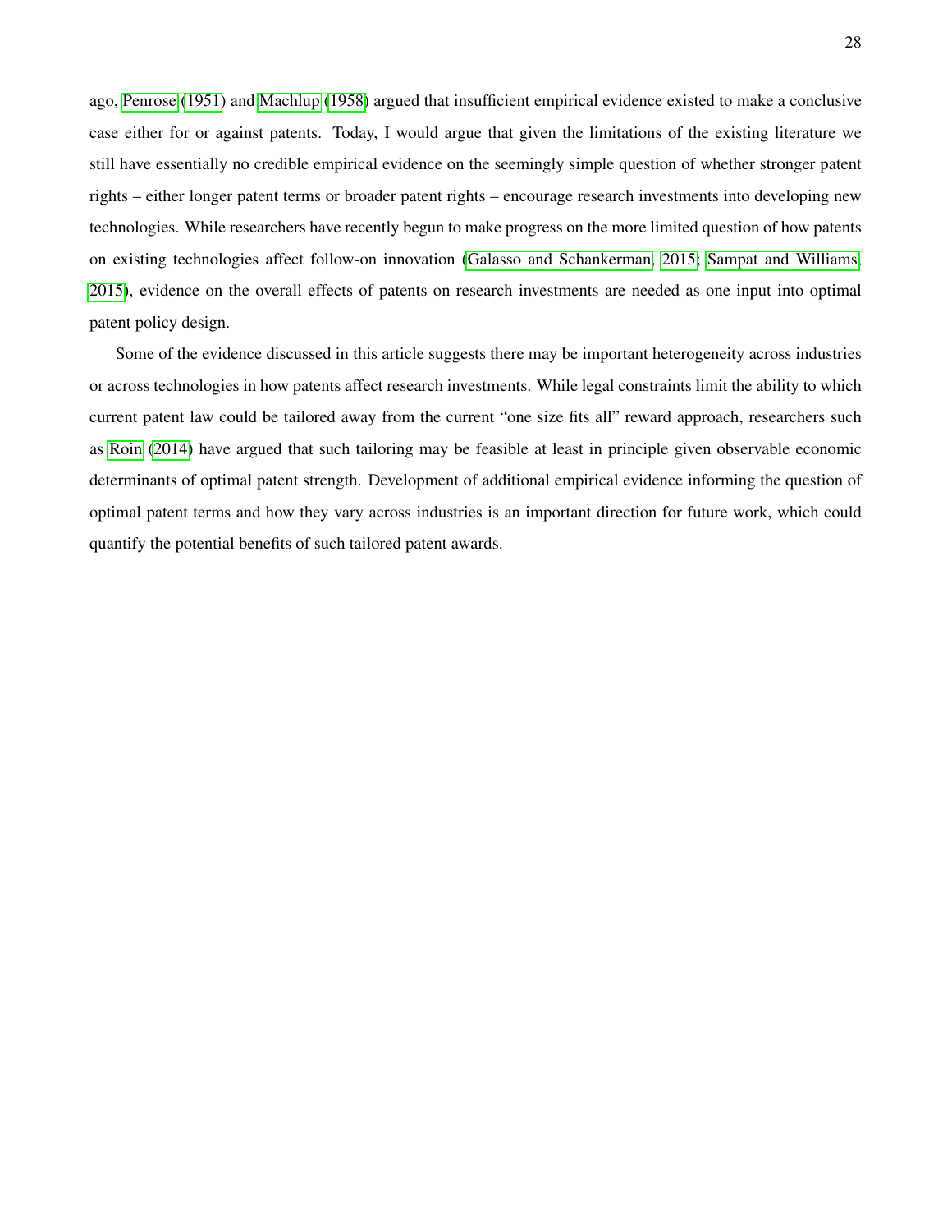ago, Penrose (1951) and Machlup (1958) argued that insufficient empirical evidence existed to make a conclusive case either for or against patents. Today, I would argue that given the limitations of the existing literature we still have essentially no credible empirical evidence on the seemingly simple question of whether stronger patent rights – either longer patent terms or broader patent rights – encourage research investments into developing new technologies. While researchers have recently begun to make progress on the more limited question of how patents on existing technologies affect follow-on innovation (Galasso and Schankerman, 2015; Sampat and Williams, 2015), evidence on the overall effects of patents on research investments are needed as one input into optimal patent policy design.

Some of the evidence discussed in this article suggests there may be important heterogeneity across industries or across technologies in how patents affect research investments. While legal constraints limit the ability to which current patent law could be tailored away from the current "one size fits all" reward approach, researchers such as Roin (2014) have argued that such tailoring may be feasible at least in principle given observable economic determinants of optimal patent strength. Development of additional empirical evidence informing the question of optimal patent terms and how they vary across industries is an important direction for future work, which could quantify the potential benefits of such tailored patent awards.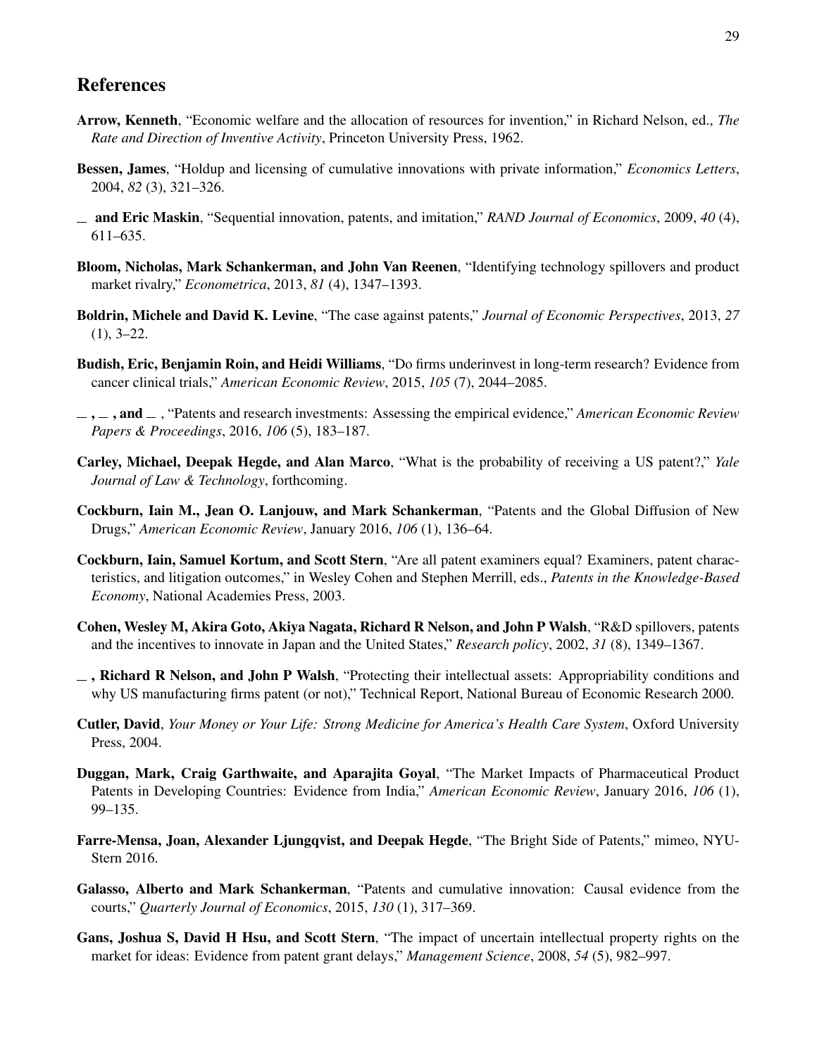## References

**Arrow, Kenneth**, "Economic welfare and the allocation of resources for invention," in Richard Nelson, ed., *The Rate and Direction of Inventive Activity*, Princeton University Press, 1962.

**Bessen, James**, "Holdup and licensing of cumulative innovations with private information," *Economics Letters*, 2004, *82* (3), 321–326.

**_ and Eric Maskin**, "Sequential innovation, patents, and imitation," *RAND Journal of Economics*, 2009, *40* (4), 611–635.

**Bloom, Nicholas, Mark Schankerman, and John Van Reenen**, "Identifying technology spillovers and product market rivalry," *Econometrica*, 2013, *81* (4), 1347–1393.

**Boldrin, Michele and David K. Levine**, "The case against patents," *Journal of Economic Perspectives*, 2013, *27* (1), 3–22.

**Budish, Eric, Benjamin Roin, and Heidi Williams**, "Do firms underinvest in long-term research? Evidence from cancer clinical trials," *American Economic Review*, 2015, *105* (7), 2044–2085.

**_ , _ , and _** , "Patents and research investments: Assessing the empirical evidence," *American Economic Review Papers & Proceedings*, 2016, *106* (5), 183–187.

**Carley, Michael, Deepak Hegde, and Alan Marco**, "What is the probability of receiving a US patent?," *Yale Journal of Law & Technology*, forthcoming.

**Cockburn, Iain M., Jean O. Lanjouw, and Mark Schankerman**, "Patents and the Global Diffusion of New Drugs," *American Economic Review*, January 2016, *106* (1), 136–64.

**Cockburn, Iain, Samuel Kortum, and Scott Stern**, "Are all patent examiners equal? Examiners, patent characteristics, and litigation outcomes," in Wesley Cohen and Stephen Merrill, eds., *Patents in the Knowledge-Based Economy*, National Academies Press, 2003.

**Cohen, Wesley M, Akira Goto, Akiya Nagata, Richard R Nelson, and John P Walsh**, "R&D spillovers, patents and the incentives to innovate in Japan and the United States," *Research policy*, 2002, *31* (8), 1349–1367.

**_ , Richard R Nelson, and John P Walsh**, "Protecting their intellectual assets: Appropriability conditions and why US manufacturing firms patent (or not)," Technical Report, National Bureau of Economic Research 2000.

**Cutler, David**, *Your Money or Your Life: Strong Medicine for America's Health Care System*, Oxford University Press, 2004.

**Duggan, Mark, Craig Garthwaite, and Aparajita Goyal**, "The Market Impacts of Pharmaceutical Product Patents in Developing Countries: Evidence from India," *American Economic Review*, January 2016, *106* (1), 99–135.

**Farre-Mensa, Joan, Alexander Ljungqvist, and Deepak Hegde**, "The Bright Side of Patents," mimeo, NYU-Stern 2016.

**Galasso, Alberto and Mark Schankerman**, "Patents and cumulative innovation: Causal evidence from the courts," *Quarterly Journal of Economics*, 2015, *130* (1), 317–369.

**Gans, Joshua S, David H Hsu, and Scott Stern**, "The impact of uncertain intellectual property rights on the market for ideas: Evidence from patent grant delays," *Management Science*, 2008, *54* (5), 982–997.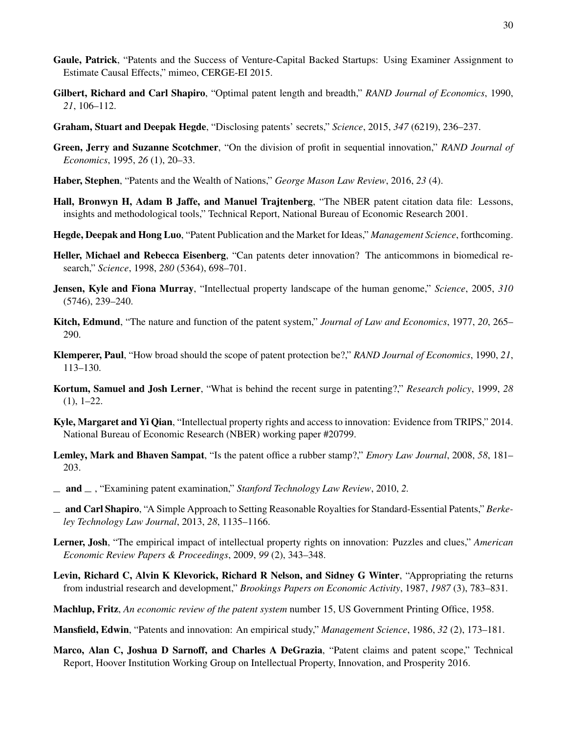**Gaule, Patrick**, "Patents and the Success of Venture-Capital Backed Startups: Using Examiner Assignment to Estimate Causal Effects," mimeo, CERGE-EI 2015.

**Gilbert, Richard and Carl Shapiro**, "Optimal patent length and breadth," *RAND Journal of Economics*, 1990, *21*, 106–112.

**Graham, Stuart and Deepak Hegde**, "Disclosing patents' secrets," *Science*, 2015, *347* (6219), 236–237.

**Green, Jerry and Suzanne Scotchmer**, "On the division of profit in sequential innovation," *RAND Journal of Economics*, 1995, *26* (1), 20–33.

**Haber, Stephen**, "Patents and the Wealth of Nations," *George Mason Law Review*, 2016, *23* (4).

**Hall, Bronwyn H, Adam B Jaffe, and Manuel Trajtenberg**, "The NBER patent citation data file: Lessons, insights and methodological tools," Technical Report, National Bureau of Economic Research 2001.

**Hegde, Deepak and Hong Luo**, "Patent Publication and the Market for Ideas," *Management Science*, forthcoming.

**Heller, Michael and Rebecca Eisenberg**, "Can patents deter innovation? The anticommons in biomedical research," *Science*, 1998, *280* (5364), 698–701.

**Jensen, Kyle and Fiona Murray**, "Intellectual property landscape of the human genome," *Science*, 2005, *310* (5746), 239–240.

**Kitch, Edmund**, "The nature and function of the patent system," *Journal of Law and Economics*, 1977, *20*, 265–290.

**Klemperer, Paul**, "How broad should the scope of patent protection be?," *RAND Journal of Economics*, 1990, *21*, 113–130.

**Kortum, Samuel and Josh Lerner**, "What is behind the recent surge in patenting?," *Research policy*, 1999, *28* (1), 1–22.

**Kyle, Margaret and Yi Qian**, "Intellectual property rights and access to innovation: Evidence from TRIPS," 2014. National Bureau of Economic Research (NBER) working paper #20799.

**Lemley, Mark and Bhaven Sampat**, "Is the patent office a rubber stamp?," *Emory Law Journal*, 2008, *58*, 181–203.

**_ and _** , "Examining patent examination," *Stanford Technology Law Review*, 2010, *2*.

**_ and Carl Shapiro**, "A Simple Approach to Setting Reasonable Royalties for Standard-Essential Patents," *Berkeley Technology Law Journal*, 2013, *28*, 1135–1166.

**Lerner, Josh**, "The empirical impact of intellectual property rights on innovation: Puzzles and clues," *American Economic Review Papers & Proceedings*, 2009, *99* (2), 343–348.

**Levin, Richard C, Alvin K Klevorick, Richard R Nelson, and Sidney G Winter**, "Appropriating the returns from industrial research and development," *Brookings Papers on Economic Activity*, 1987, *1987* (3), 783–831.

**Machlup, Fritz**, *An economic review of the patent system* number 15, US Government Printing Office, 1958.

**Mansfield, Edwin**, "Patents and innovation: An empirical study," *Management Science*, 1986, *32* (2), 173–181.

**Marco, Alan C, Joshua D Sarnoff, and Charles A DeGrazia**, "Patent claims and patent scope," Technical Report, Hoover Institution Working Group on Intellectual Property, Innovation, and Prosperity 2016.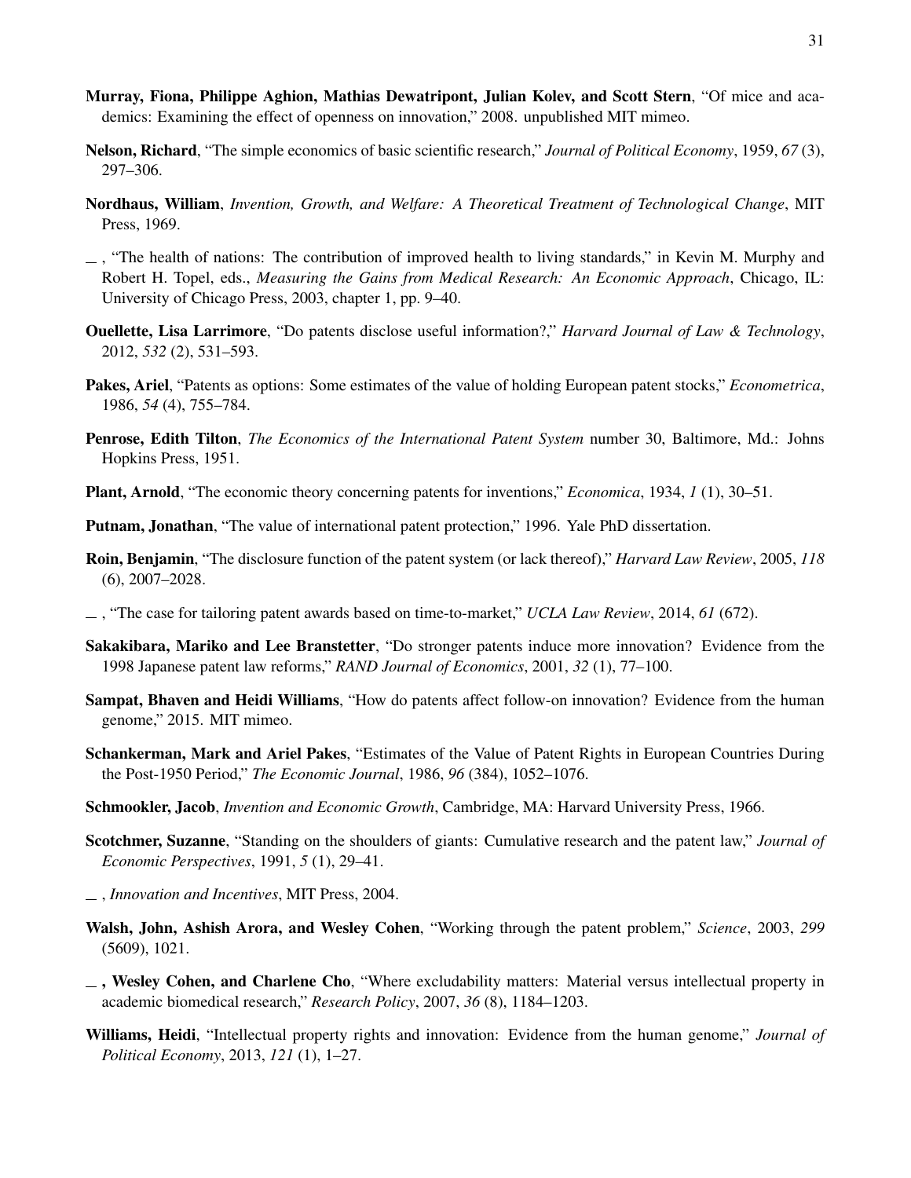**Murray, Fiona, Philippe Aghion, Mathias Dewatripont, Julian Kolev, and Scott Stern**, "Of mice and academics: Examining the effect of openness on innovation," 2008. unpublished MIT mimeo.

**Nelson, Richard**, "The simple economics of basic scientific research," *Journal of Political Economy*, 1959, *67* (3), 297–306.

**Nordhaus, William**, *Invention, Growth, and Welfare: A Theoretical Treatment of Technological Change*, MIT Press, 1969.

\_ , "The health of nations: The contribution of improved health to living standards," in Kevin M. Murphy and Robert H. Topel, eds., *Measuring the Gains from Medical Research: An Economic Approach*, Chicago, IL: University of Chicago Press, 2003, chapter 1, pp. 9–40.

**Ouellette, Lisa Larrimore**, "Do patents disclose useful information?," *Harvard Journal of Law & Technology*, 2012, *532* (2), 531–593.

**Pakes, Ariel**, "Patents as options: Some estimates of the value of holding European patent stocks," *Econometrica*, 1986, *54* (4), 755–784.

**Penrose, Edith Tilton**, *The Economics of the International Patent System* number 30, Baltimore, Md.: Johns Hopkins Press, 1951.

**Plant, Arnold**, "The economic theory concerning patents for inventions," *Economica*, 1934, *1* (1), 30–51.

**Putnam, Jonathan**, "The value of international patent protection," 1996. Yale PhD dissertation.

**Roin, Benjamin**, "The disclosure function of the patent system (or lack thereof)," *Harvard Law Review*, 2005, *118* (6), 2007–2028.

\_ , "The case for tailoring patent awards based on time-to-market," *UCLA Law Review*, 2014, *61* (672).

**Sakakibara, Mariko and Lee Branstetter**, "Do stronger patents induce more innovation? Evidence from the 1998 Japanese patent law reforms," *RAND Journal of Economics*, 2001, *32* (1), 77–100.

**Sampat, Bhaven and Heidi Williams**, "How do patents affect follow-on innovation? Evidence from the human genome," 2015. MIT mimeo.

**Schankerman, Mark and Ariel Pakes**, "Estimates of the Value of Patent Rights in European Countries During the Post-1950 Period," *The Economic Journal*, 1986, *96* (384), 1052–1076.

**Schmookler, Jacob**, *Invention and Economic Growth*, Cambridge, MA: Harvard University Press, 1966.

**Scotchmer, Suzanne**, "Standing on the shoulders of giants: Cumulative research and the patent law," *Journal of Economic Perspectives*, 1991, *5* (1), 29–41.

\_ , *Innovation and Incentives*, MIT Press, 2004.

**Walsh, John, Ashish Arora, and Wesley Cohen**, "Working through the patent problem," *Science*, 2003, *299* (5609), 1021.

\_ **, Wesley Cohen, and Charlene Cho**, "Where excludability matters: Material versus intellectual property in academic biomedical research," *Research Policy*, 2007, *36* (8), 1184–1203.

**Williams, Heidi**, "Intellectual property rights and innovation: Evidence from the human genome," *Journal of Political Economy*, 2013, *121* (1), 1–27.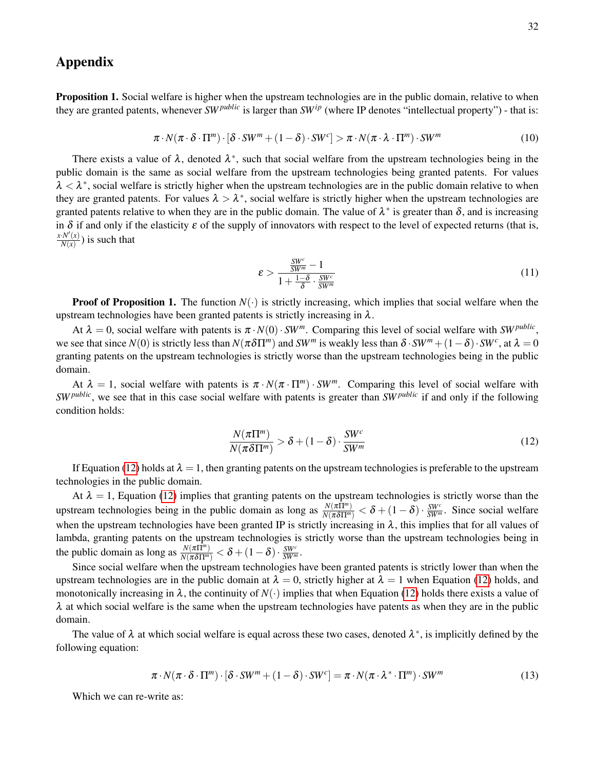# Appendix

**Proposition 1.** Social welfare is higher when the upstream technologies are in the public domain, relative to when they are granted patents, whenever $SW^{public}$ is larger than $SW^{ip}$ (where IP denotes "intellectual property") - that is:

$$\pi \cdot N(\pi \cdot \delta \cdot \Pi^m) \cdot [\delta \cdot SW^m + (1-\delta) \cdot SW^c] > \pi \cdot N(\pi \cdot \lambda \cdot \Pi^m) \cdot SW^m \tag{10}$$

There exists a value of $\lambda$, denoted $\lambda^*$, such that social welfare from the upstream technologies being in the public domain is the same as social welfare from the upstream technologies being granted patents. For values $\lambda < \lambda^*$, social welfare is strictly higher when the upstream technologies are in the public domain relative to when they are granted patents. For values $\lambda > \lambda^*$, social welfare is strictly higher when the upstream technologies are granted patents relative to when they are in the public domain. The value of $\lambda^*$ is greater than $\delta$, and is increasing in $\delta$ if and only if the elasticity $\varepsilon$ of the supply of innovators with respect to the level of expected returns (that is, $\frac{x \cdot N'(x)}{N(x)}$) is such that

$$\varepsilon > \frac{\frac{SW^c}{SW^m} - 1}{1 + \frac{1-\delta}{\delta} \cdot \frac{SW^c}{SW^m}} \tag{11}$$

**Proof of Proposition 1.** The function $N(\cdot)$ is strictly increasing, which implies that social welfare when the upstream technologies have been granted patents is strictly increasing in $\lambda$.

At $\lambda = 0$, social welfare with patents is $\pi \cdot N(0) \cdot SW^m$. Comparing this level of social welfare with $SW^{public}$, we see that since $N(0)$ is strictly less than $N(\pi\delta\Pi^m)$ and $SW^m$ is weakly less than $\delta \cdot SW^m + (1-\delta) \cdot SW^c$, at $\lambda = 0$ granting patents on the upstream technologies is strictly worse than the upstream technologies being in the public domain.

At $\lambda = 1$, social welfare with patents is $\pi \cdot N(\pi \cdot \Pi^m) \cdot SW^m$. Comparing this level of social welfare with $SW^{public}$, we see that in this case social welfare with patents is greater than $SW^{public}$ if and only if the following condition holds:

$$\frac{N(\pi\Pi^m)}{N(\pi\delta\Pi^m)} > \delta + (1-\delta) \cdot \frac{SW^c}{SW^m} \tag{12}$$

If Equation (12) holds at $\lambda = 1$, then granting patents on the upstream technologies is preferable to the upstream technologies in the public domain.

At $\lambda = 1$, Equation (12) implies that granting patents on the upstream technologies is strictly worse than the upstream technologies being in the public domain as long as $\frac{N(\pi\Pi^m)}{N(\pi\delta\Pi^m)} < \delta + (1-\delta) \cdot \frac{SW^c}{SW^m}$. Since social welfare when the upstream technologies have been granted IP is strictly increasing in $\lambda$, this implies that for all values of lambda, granting patents on the upstream technologies is strictly worse than the upstream technologies being in the public domain as long as $\frac{N(\pi\Pi^m)}{N(\pi\delta\Pi^m)} < \delta + (1-\delta) \cdot \frac{SW^c}{SW^m}$.

Since social welfare when the upstream technologies have been granted patents is strictly lower than when the upstream technologies are in the public domain at $\lambda = 0$, strictly higher at $\lambda = 1$ when Equation (12) holds, and monotonically increasing in $\lambda$, the continuity of $N(\cdot)$ implies that when Equation (12) holds there exists a value of $\lambda$ at which social welfare is the same when the upstream technologies have patents as when they are in the public domain.

The value of $\lambda$ at which social welfare is equal across these two cases, denoted $\lambda^*$, is implicitly defined by the following equation:

$$\pi \cdot N(\pi \cdot \delta \cdot \Pi^m) \cdot [\delta \cdot SW^m + (1-\delta) \cdot SW^c] = \pi \cdot N(\pi \cdot \lambda^* \cdot \Pi^m) \cdot SW^m \tag{13}$$

Which we can re-write as: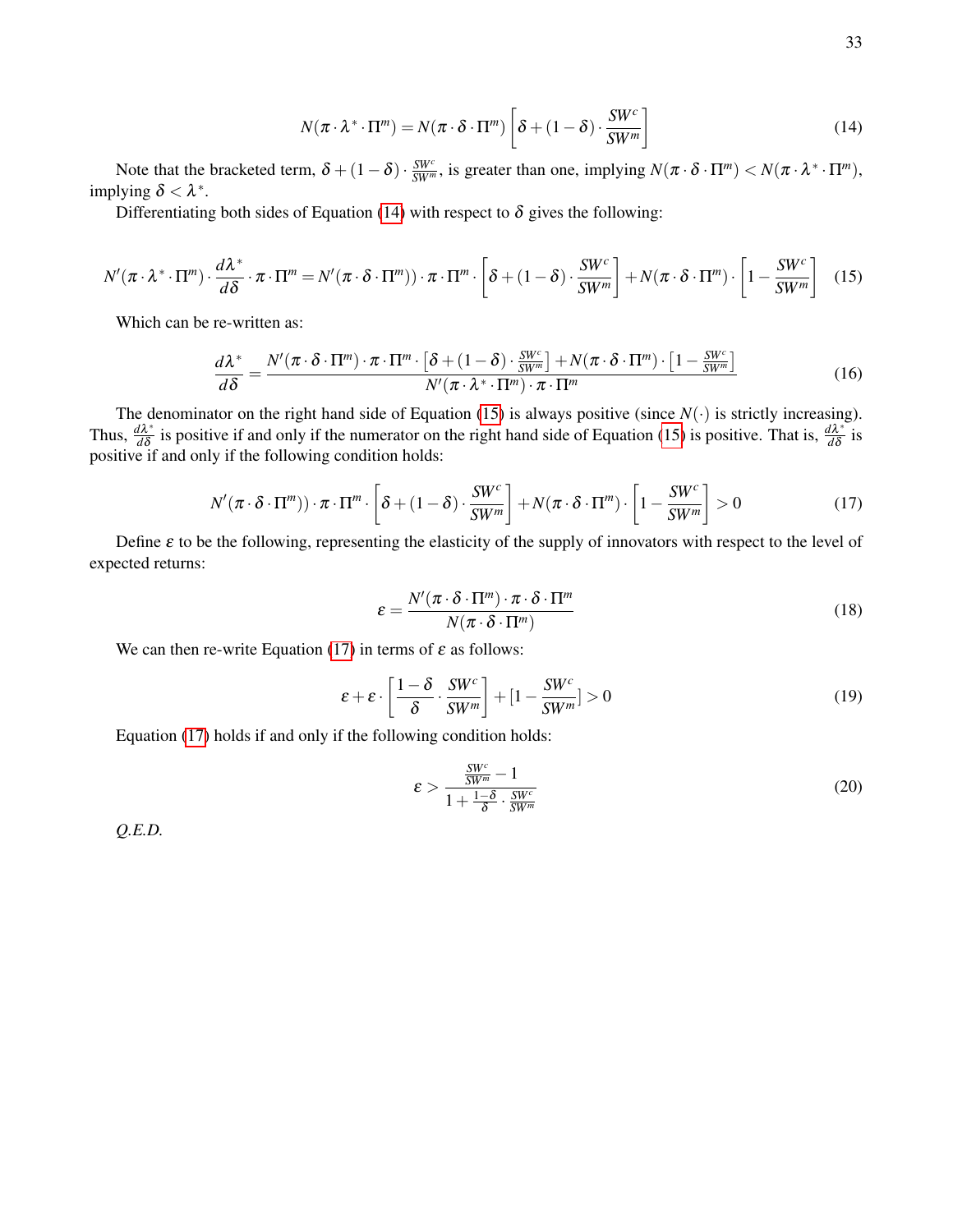$$N(\pi \cdot \lambda^* \cdot \Pi^m) = N(\pi \cdot \delta \cdot \Pi^m)\left[\delta + (1-\delta) \cdot \frac{SW^c}{SW^m}\right] \tag{14}$$

Note that the bracketed term, $\delta + (1-\delta) \cdot \frac{SW^c}{SW^m}$, is greater than one, implying $N(\pi \cdot \delta \cdot \Pi^m) < N(\pi \cdot \lambda^* \cdot \Pi^m)$, implying $\delta < \lambda^*$.

Differentiating both sides of Equation (14) with respect to $\delta$ gives the following:

$$N'(\pi \cdot \lambda^* \cdot \Pi^m) \cdot \frac{d\lambda^*}{d\delta} \cdot \pi \cdot \Pi^m = N'(\pi \cdot \delta \cdot \Pi^m)) \cdot \pi \cdot \Pi^m \cdot \left[\delta + (1-\delta) \cdot \frac{SW^c}{SW^m}\right] + N(\pi \cdot \delta \cdot \Pi^m) \cdot \left[1 - \frac{SW^c}{SW^m}\right] \tag{15}$$

Which can be re-written as:

$$\frac{d\lambda^*}{d\delta} = \frac{N'(\pi \cdot \delta \cdot \Pi^m) \cdot \pi \cdot \Pi^m \cdot \left[\delta + (1-\delta) \cdot \frac{SW^c}{SW^m}\right] + N(\pi \cdot \delta \cdot \Pi^m) \cdot \left[1 - \frac{SW^c}{SW^m}\right]}{N'(\pi \cdot \lambda^* \cdot \Pi^m) \cdot \pi \cdot \Pi^m} \tag{16}$$

The denominator on the right hand side of Equation (15) is always positive (since $N(\cdot)$ is strictly increasing). Thus, $\frac{d\lambda^*}{d\delta}$ is positive if and only if the numerator on the right hand side of Equation (15) is positive. That is, $\frac{d\lambda^*}{d\delta}$ is positive if and only if the following condition holds:

$$N'(\pi \cdot \delta \cdot \Pi^m)) \cdot \pi \cdot \Pi^m \cdot \left[\delta + (1-\delta) \cdot \frac{SW^c}{SW^m}\right] + N(\pi \cdot \delta \cdot \Pi^m) \cdot \left[1 - \frac{SW^c}{SW^m}\right] > 0 \tag{17}$$

Define $\varepsilon$ to be the following, representing the elasticity of the supply of innovators with respect to the level of expected returns:

$$\varepsilon = \frac{N'(\pi \cdot \delta \cdot \Pi^m) \cdot \pi \cdot \delta \cdot \Pi^m}{N(\pi \cdot \delta \cdot \Pi^m)} \tag{18}$$

We can then re-write Equation (17) in terms of $\varepsilon$ as follows:

$$\varepsilon + \varepsilon \cdot \left[\frac{1-\delta}{\delta} \cdot \frac{SW^c}{SW^m}\right] + [1 - \frac{SW^c}{SW^m}] > 0 \tag{19}$$

Equation (17) holds if and only if the following condition holds:

$$\varepsilon > \frac{\frac{SW^c}{SW^m} - 1}{1 + \frac{1-\delta}{\delta} \cdot \frac{SW^c}{SW^m}} \tag{20}$$

*Q.E.D.*